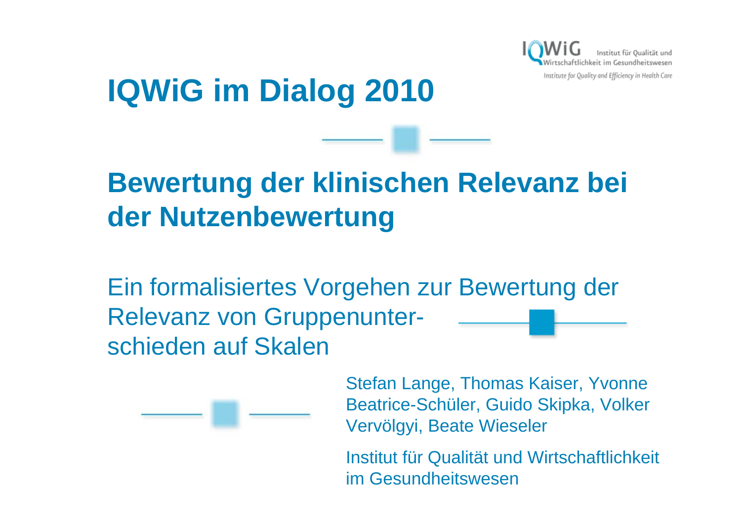# IQWiG im Dialog 2010

## Bewertung der klinischen Relevanz bei der Nutzenbewertung

Ein formalisiertes Vorgehen zur Bewertung der Relevanz von Gruppenunterschieden auf Skalen

Stefan Lange, Thomas Kaiser, Yvonne Beatrice-Schüler, Guido Skipka, Volker Vervölgyi, Beate Wieseler

Institut für Qualität und Wirtschaftlichkeit im Gesundheitswesen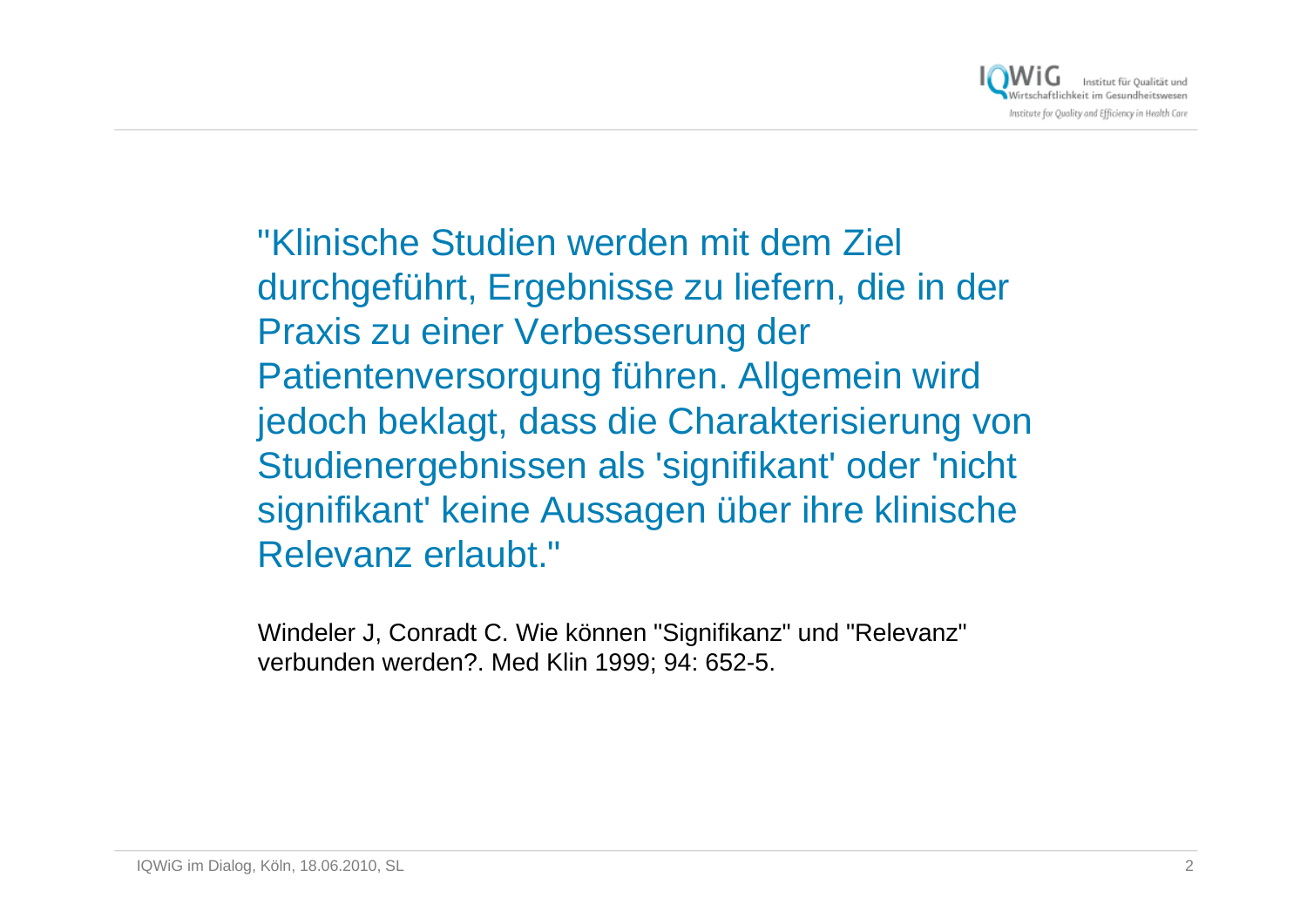"Klinische Studien werden mit dem Ziel durchgeführt, Ergebnisse zu liefern, die in der Praxis zu einer Verbesserung der Patientenversorgung führen. Allgemein wird jedoch beklagt, dass die Charakterisierung von Studienergebnissen als 'signifikant' oder 'nicht signifikant' keine Aussagen über ihre klinische Relevanz erlaubt."

Windeler J, Conradt C. Wie können "Signifikanz" und "Relevanz" verbunden werden?. Med Klin 1999; 94: 652-5.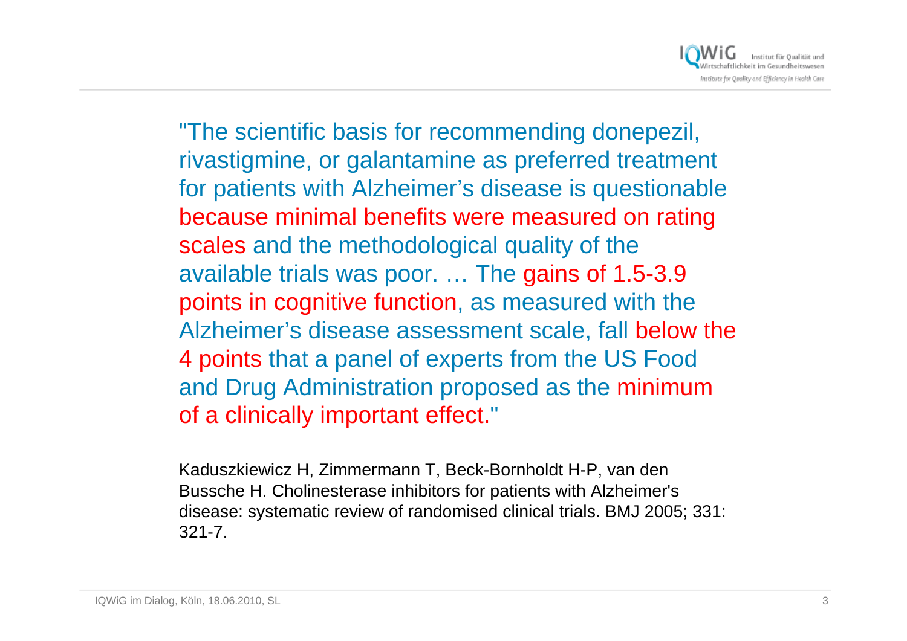"The scientific basis for recommending donepezil, rivastigmine, or galantamine as preferred treatment for patients with Alzheimer's disease is questionable **because minimal benefits were measured on rating scales** and the methodological quality of the available trials was poor. … The **gains of 1.5-3.9 points in cognitive function**, as measured with the Alzheimer's disease assessment scale, fall **below the 4 points** that a panel of experts from the US Food and Drug Administration proposed as the **minimum of a clinically important effect.**"

Kaduszkiewicz H, Zimmermann T, Beck-Bornholdt H-P, van den Bussche H. Cholinesterase inhibitors for patients with Alzheimer's disease: systematic review of randomised clinical trials. BMJ 2005; 331: 321-7.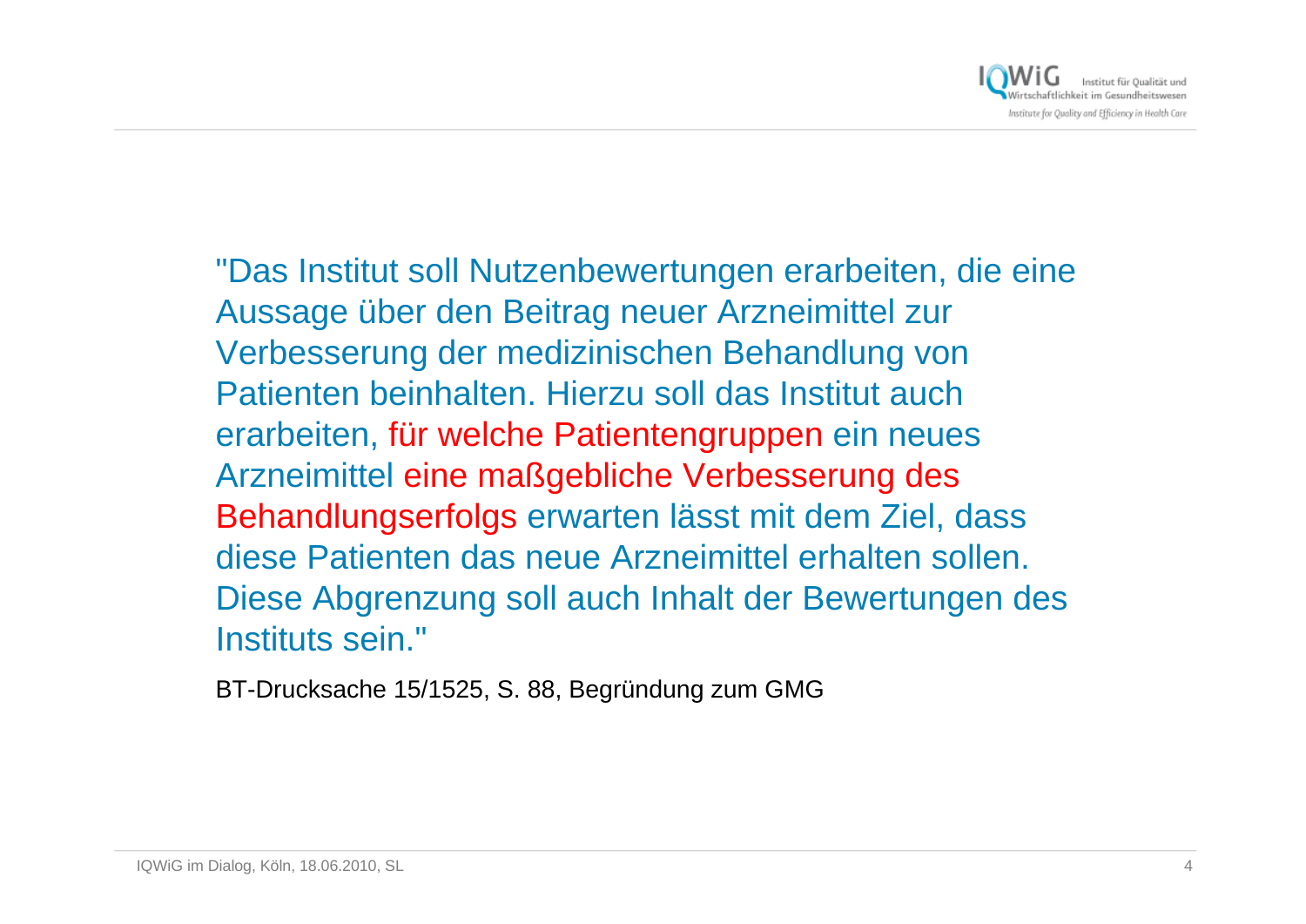"Das Institut soll Nutzenbewertungen erarbeiten, die eine Aussage über den Beitrag neuer Arzneimittel zur Verbesserung der medizinischen Behandlung von Patienten beinhalten. Hierzu soll das Institut auch erarbeiten, **für welche Patientengruppen** ein neues Arzneimittel **eine maßgebliche Verbesserung des Behandlungserfolgs** erwarten lässt mit dem Ziel, dass diese Patienten das neue Arzneimittel erhalten sollen. Diese Abgrenzung soll auch Inhalt der Bewertungen des Instituts sein."

BT-Drucksache 15/1525, S. 88, Begründung zum GMG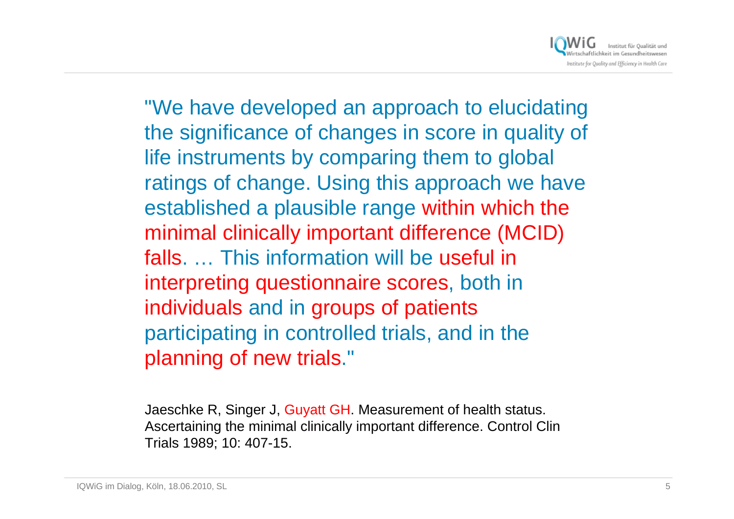"We have developed an approach to elucidating the significance of changes in score in quality of life instruments by comparing them to global ratings of change. Using this approach we have established a plausible range within which the minimal clinically important difference (MCID) falls. … This information will be useful in interpreting questionnaire scores, both in individuals and in groups of patients participating in controlled trials, and in the planning of new trials."

Jaeschke R, Singer J, Guyatt GH. Measurement of health status. Ascertaining the minimal clinically important difference. Control Clin Trials 1989; 10: 407-15.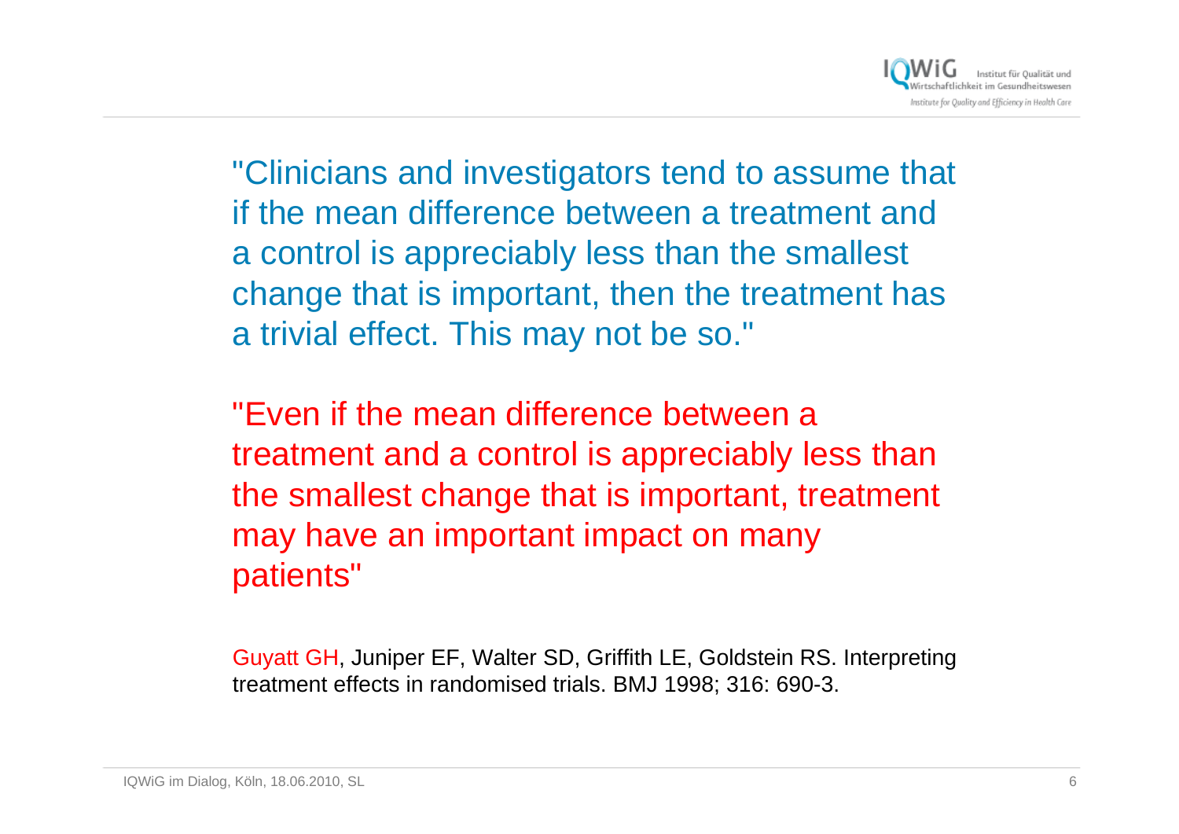"Clinicians and investigators tend to assume that if the mean difference between a treatment and a control is appreciably less than the smallest change that is important, then the treatment has a trivial effect. This may not be so."

"Even if the mean difference between a treatment and a control is appreciably less than the smallest change that is important, treatment may have an important impact on many patients"

Guyatt GH, Juniper EF, Walter SD, Griffith LE, Goldstein RS. Interpreting treatment effects in randomised trials. BMJ 1998; 316: 690-3.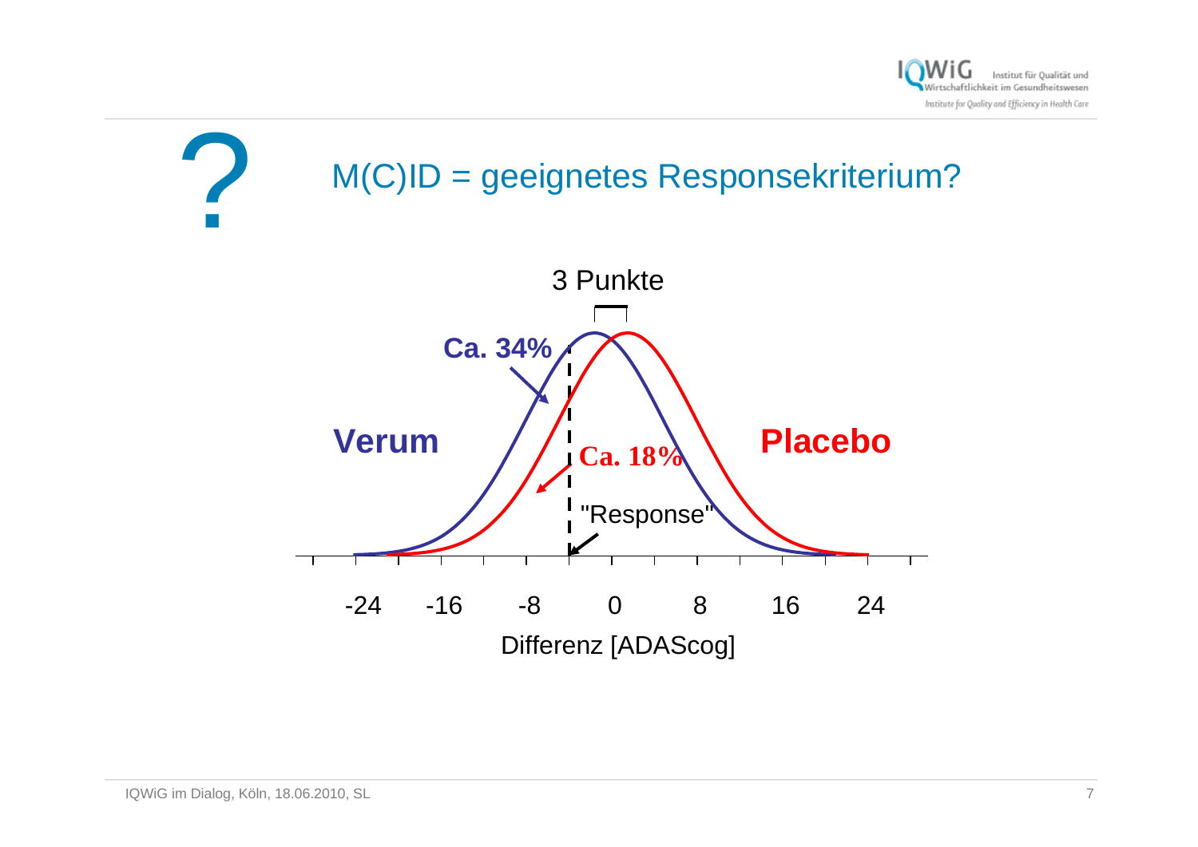# M(C)ID = geeignetes Responsekriterium?

3 Punkte

**Ca. 34%**

**Verum**

**Ca. 18%**

**Placebo**

"Response"

-24 -16 -8 0 8 16 24

Differenz [ADAScog]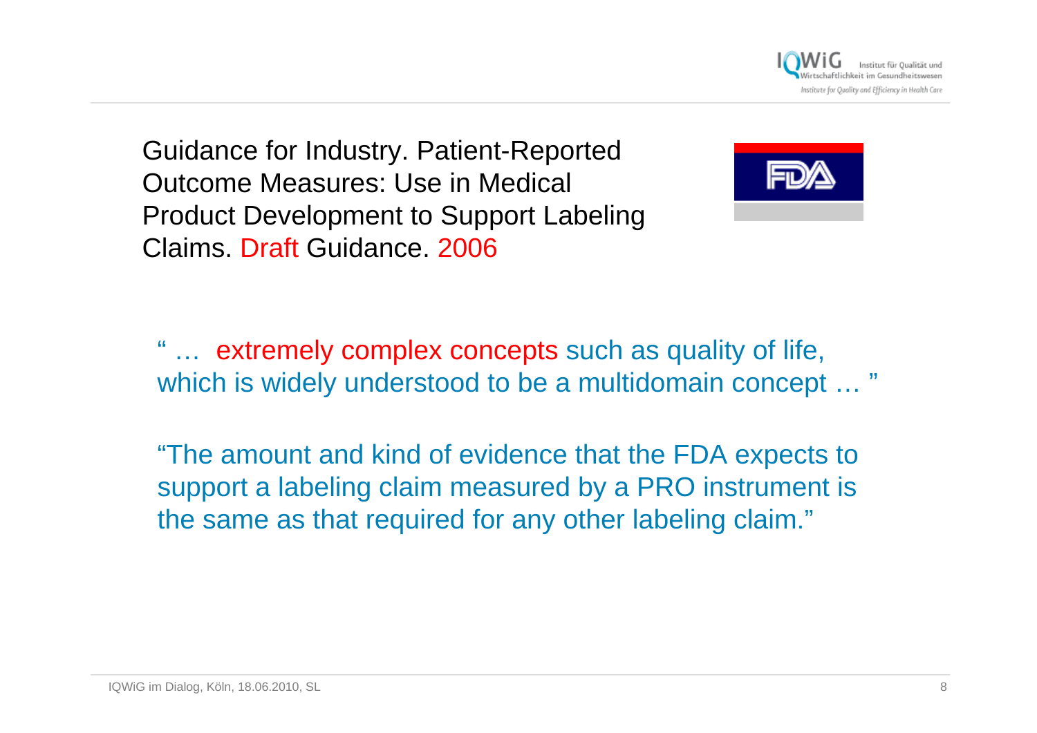Guidance for Industry. Patient-Reported Outcome Measures: Use in Medical Product Development to Support Labeling Claims. Draft Guidance. 2006

" … extremely complex concepts such as quality of life, which is widely understood to be a multidomain concept … "

"The amount and kind of evidence that the FDA expects to support a labeling claim measured by a PRO instrument is the same as that required for any other labeling claim."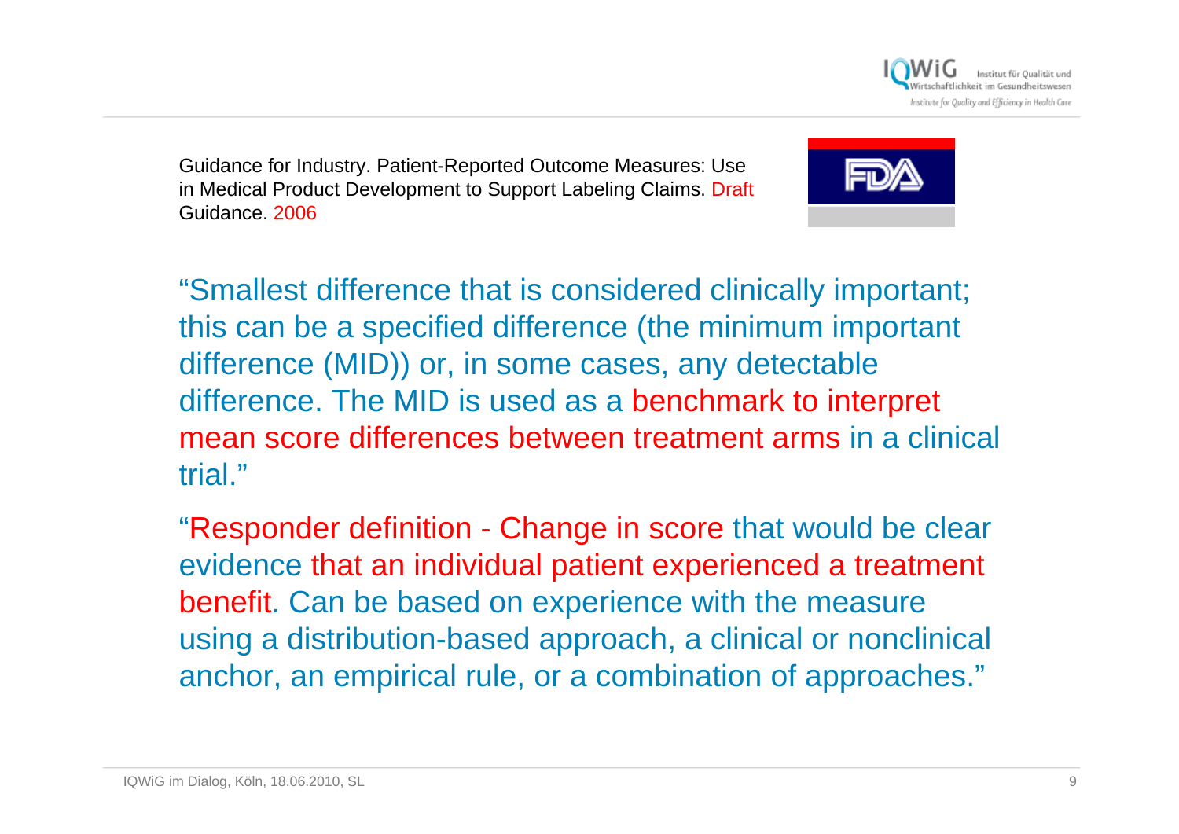Guidance for Industry. Patient-Reported Outcome Measures: Use in Medical Product Development to Support Labeling Claims. Draft Guidance. 2006

“Smallest difference that is considered clinically important; this can be a specified difference (the minimum important difference (MID)) or, in some cases, any detectable difference. The MID is used as a benchmark to interpret mean score differences between treatment arms in a clinical trial.”

“Responder definition - Change in score that would be clear evidence that an individual patient experienced a treatment benefit. Can be based on experience with the measure using a distribution-based approach, a clinical or nonclinical anchor, an empirical rule, or a combination of approaches.”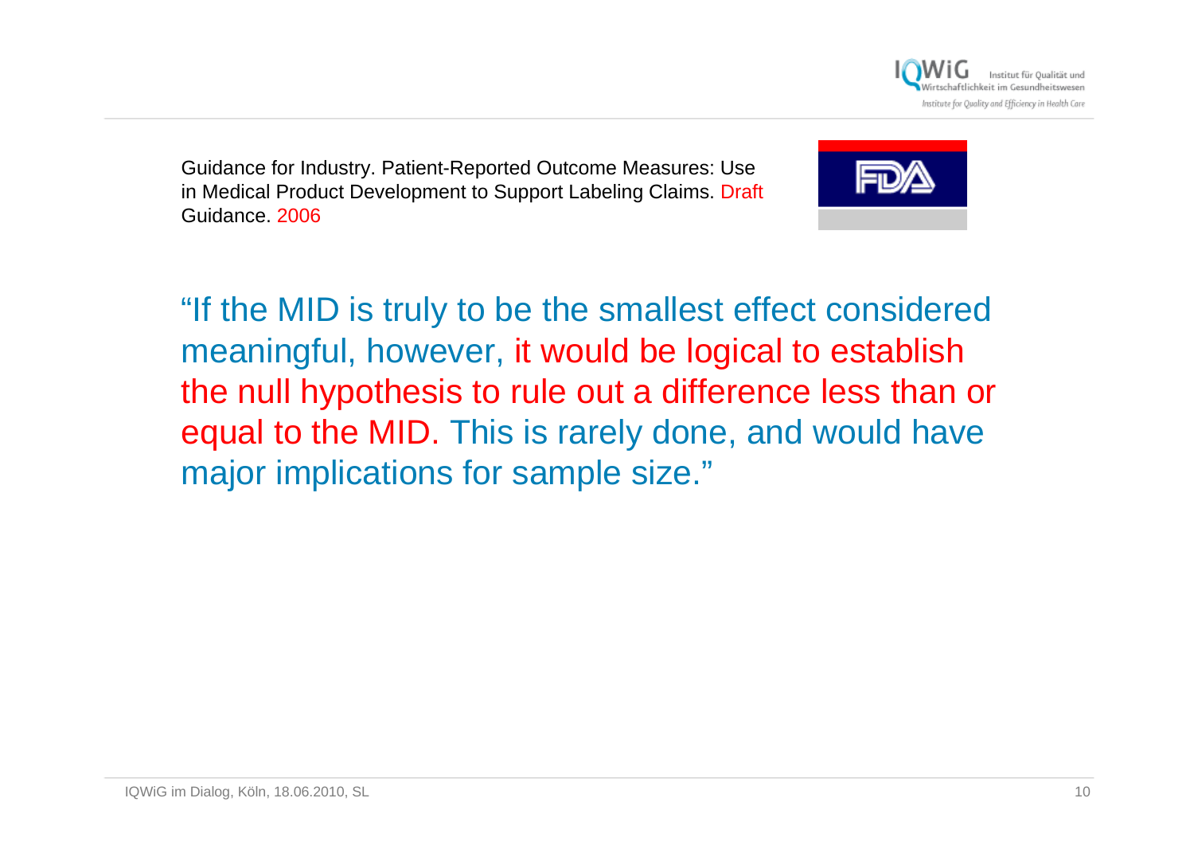Guidance for Industry. Patient-Reported Outcome Measures: Use in Medical Product Development to Support Labeling Claims. Draft Guidance. 2006

"If the MID is truly to be the smallest effect considered meaningful, however, it would be logical to establish the null hypothesis to rule out a difference less than or equal to the MID. This is rarely done, and would have major implications for sample size."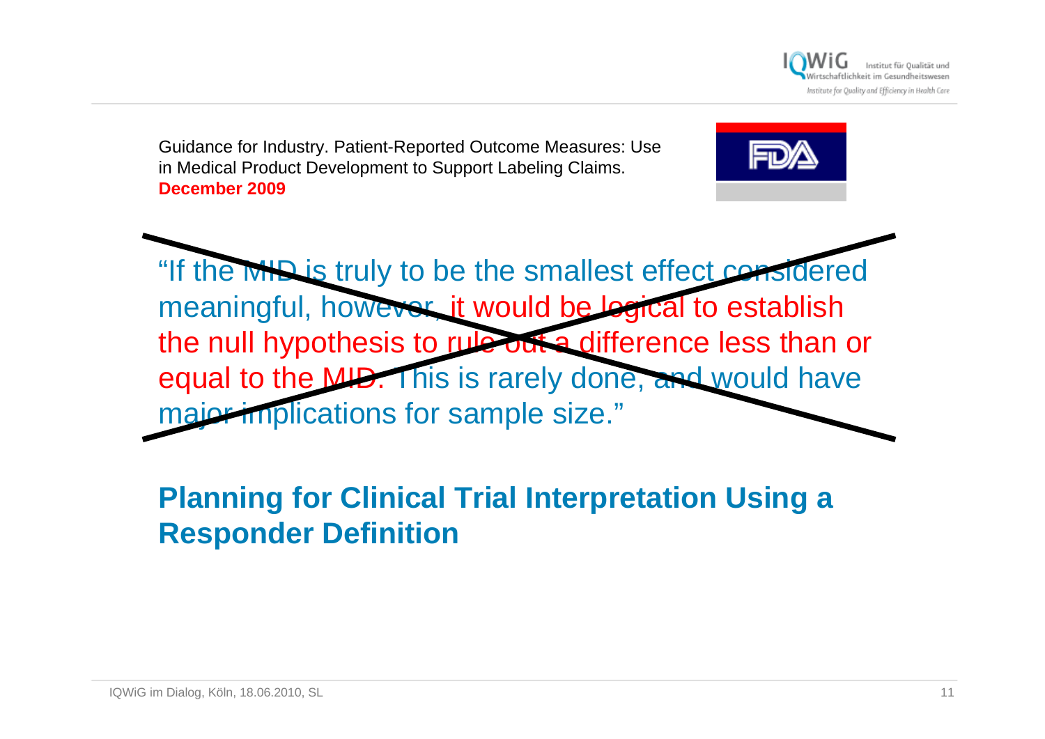Guidance for Industry. Patient-Reported Outcome Measures: Use in Medical Product Development to Support Labeling Claims. **December 2009**

~~"If the MID is truly to be the smallest effect considered meaningful, however, it would be logical to establish the null hypothesis to rule out a difference less than or equal to the MID. This is rarely done, and would have major implications for sample size."~~

## Planning for Clinical Trial Interpretation Using a Responder Definition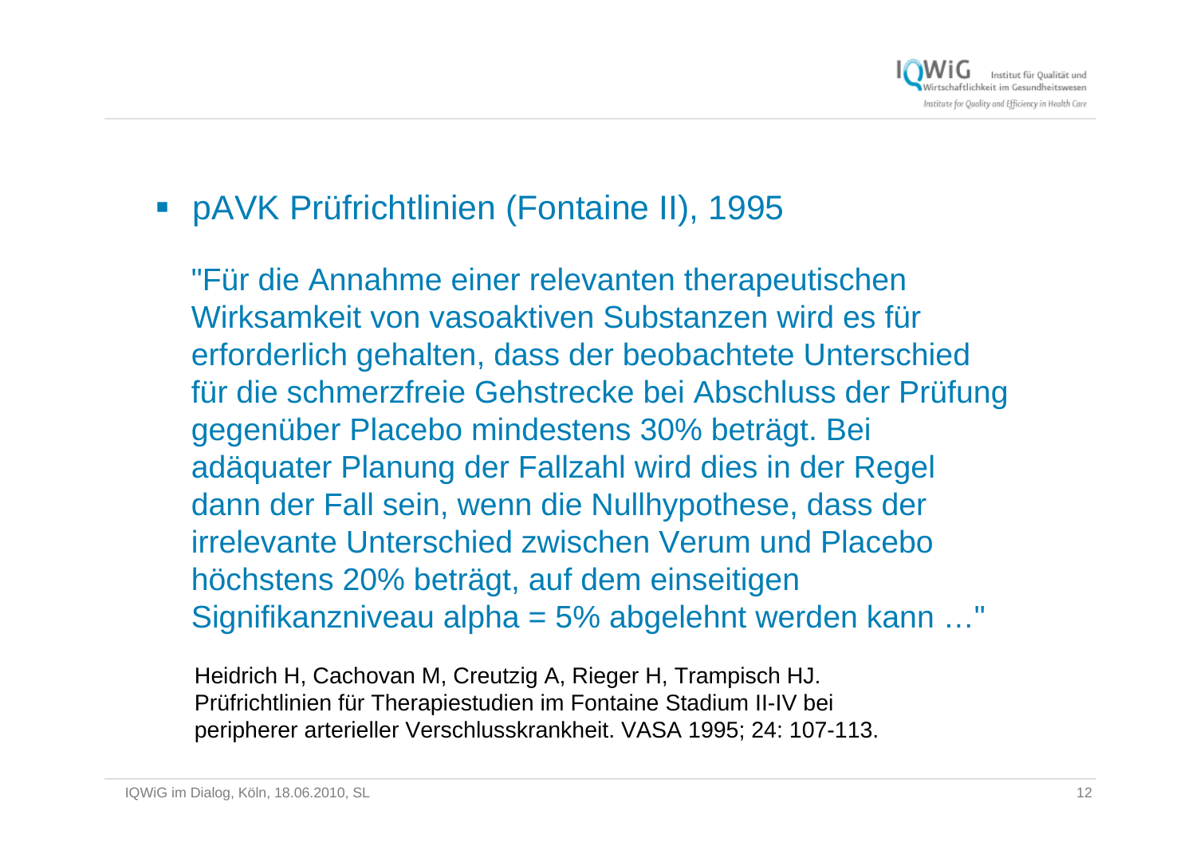- pAVK Prüfrichtlinien (Fontaine II), 1995

"Für die Annahme einer relevanten therapeutischen Wirksamkeit von vasoaktiven Substanzen wird es für erforderlich gehalten, dass der beobachtete Unterschied für die schmerzfreie Gehstrecke bei Abschluss der Prüfung gegenüber Placebo mindestens 30% beträgt. Bei adäquater Planung der Fallzahl wird dies in der Regel dann der Fall sein, wenn die Nullhypothese, dass der irrelevante Unterschied zwischen Verum und Placebo höchstens 20% beträgt, auf dem einseitigen Signifikanzniveau alpha = 5% abgelehnt werden kann …"

Heidrich H, Cachovan M, Creutzig A, Rieger H, Trampisch HJ. Prüfrichtlinien für Therapiestudien im Fontaine Stadium II-IV bei peripherer arterieller Verschlusskrankheit. VASA 1995; 24: 107-113.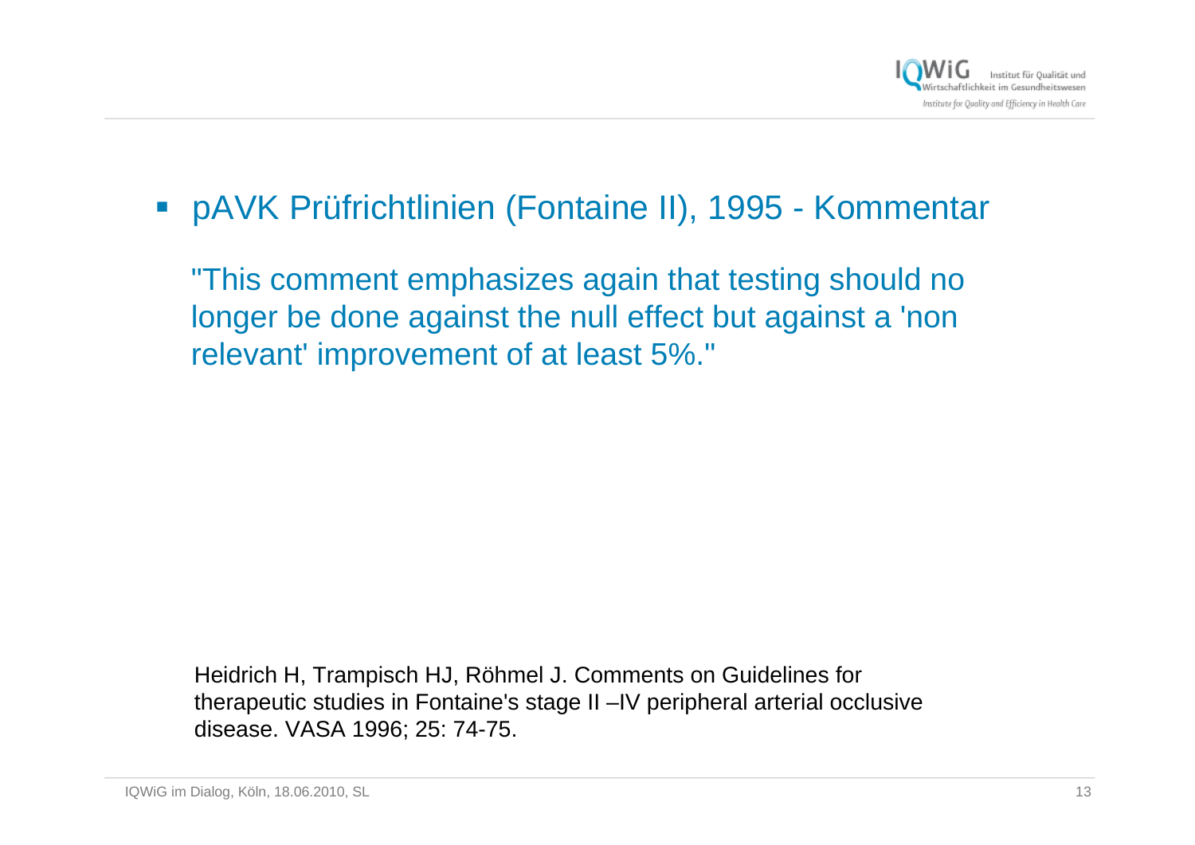- pAVK Prüfrichtlinien (Fontaine II), 1995 - Kommentar

  "This comment emphasizes again that testing should no longer be done against the null effect but against a 'non relevant' improvement of at least 5%."

Heidrich H, Trampisch HJ, Röhmel J. Comments on Guidelines for therapeutic studies in Fontaine's stage II –IV peripheral arterial occlusive disease. VASA 1996; 25: 74-75.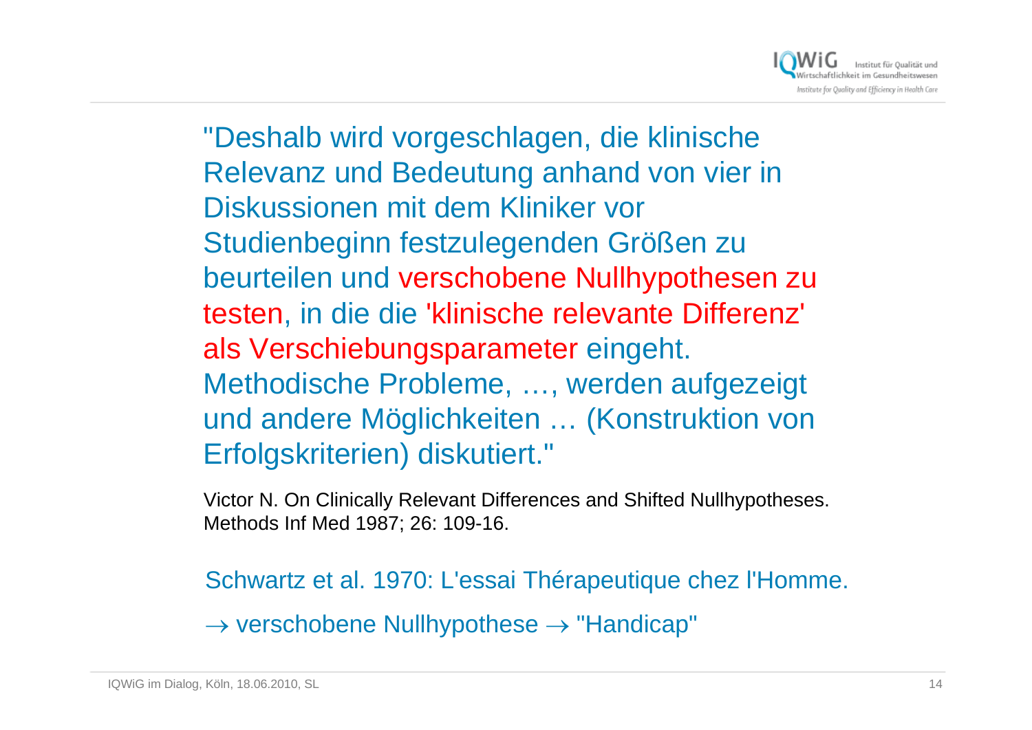"Deshalb wird vorgeschlagen, die klinische Relevanz und Bedeutung anhand von vier in Diskussionen mit dem Kliniker vor Studienbeginn festzulegenden Größen zu beurteilen und verschobene Nullhypothesen zu testen, in die die 'klinische relevante Differenz' als Verschiebungsparameter eingeht. Methodische Probleme, …, werden aufgezeigt und andere Möglichkeiten … (Konstruktion von Erfolgskriterien) diskutiert."

Victor N. On Clinically Relevant Differences and Shifted Nullhypotheses. Methods Inf Med 1987; 26: 109-16.

Schwartz et al. 1970: L'essai Thérapeutique chez l'Homme.

→ verschobene Nullhypothese → "Handicap"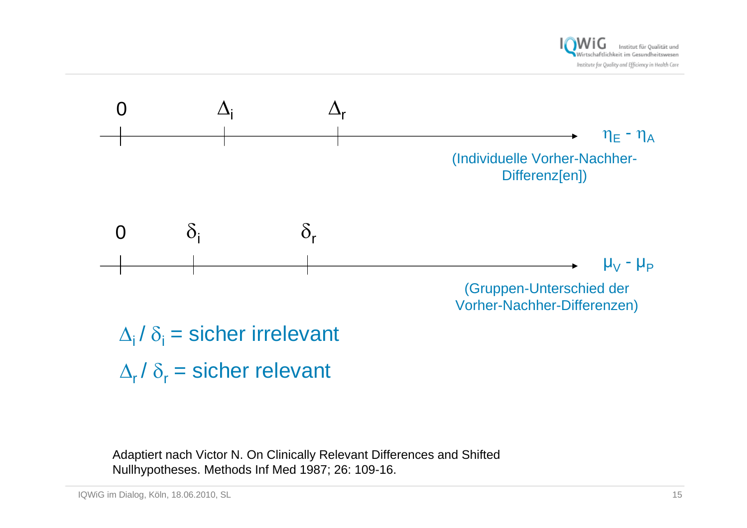$0$ $\Delta_i$ $\Delta_r$

$\eta_E - \eta_A$

(Individuelle Vorher-Nachher-Differenz[en])

$0$ $\delta_i$ $\delta_r$

$\mu_V - \mu_P$

(Gruppen-Unterschied der Vorher-Nachher-Differenzen)

$\Delta_i$ / $\delta_i$ = sicher irrelevant

$\Delta_r$ / $\delta_r$ = sicher relevant

Adaptiert nach Victor N. On Clinically Relevant Differences and Shifted Nullhypotheses. Methods Inf Med 1987; 26: 109-16.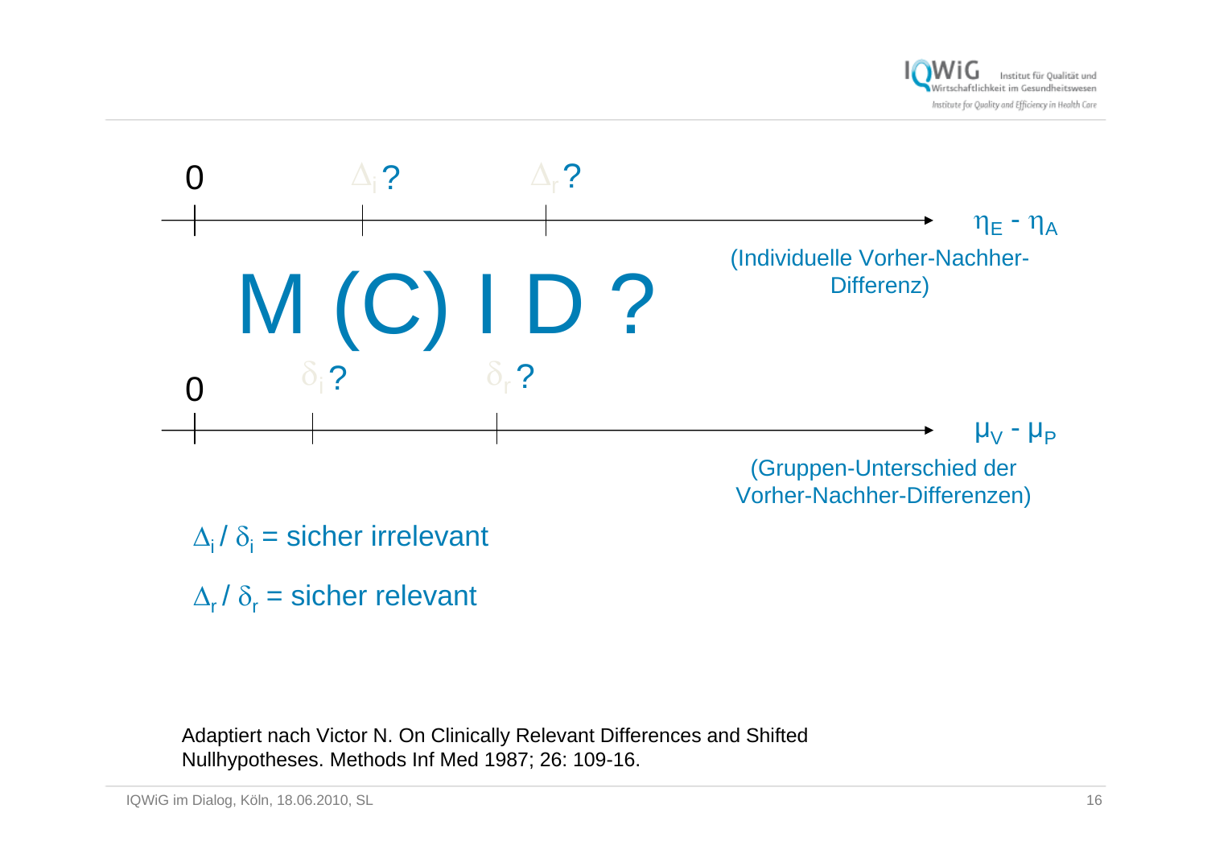0 $\Delta_i$? $\Delta_r$?

$\eta_E - \eta_A$

(Individuelle Vorher-Nachher-Differenz)

# M (C) I D ?

0 $\delta_i$? $\delta_r$?

$\mu_V - \mu_P$

(Gruppen-Unterschied der Vorher-Nachher-Differenzen)

$\Delta_i$ / $\delta_i$ = sicher irrelevant

$\Delta_r$ / $\delta_r$ = sicher relevant

Adaptiert nach Victor N. On Clinically Relevant Differences and Shifted Nullhypotheses. Methods Inf Med 1987; 26: 109-16.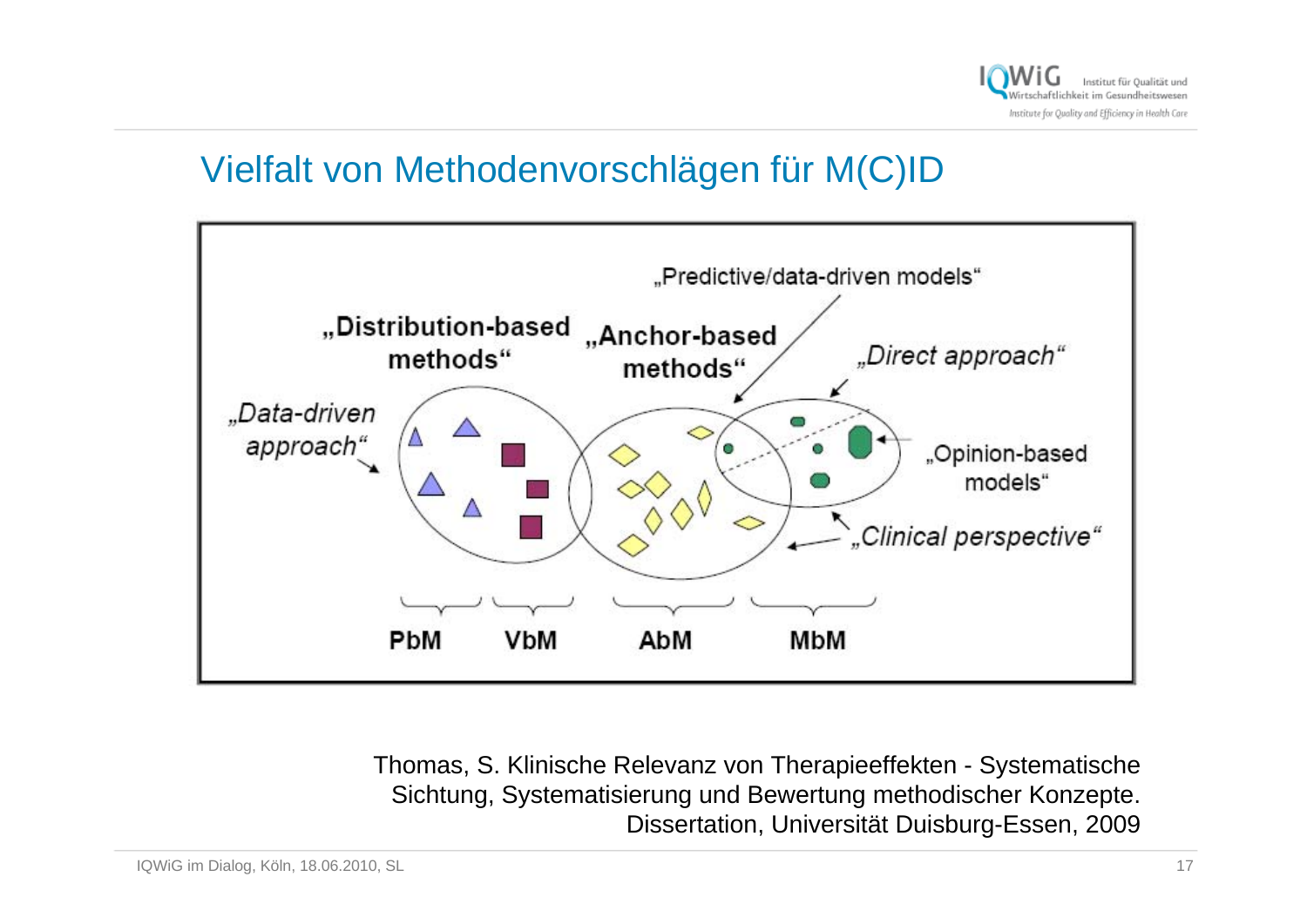## Vielfalt von Methodenvorschlägen für M(C)ID

„Predictive/data-driven models“

„Distribution-based methods“

„Anchor-based methods“

*„Direct approach“*

*„Data-driven approach“*

„Opinion-based models“

*„Clinical perspective“*

PbM VbM AbM MbM

Thomas, S. Klinische Relevanz von Therapieeffekten - Systematische Sichtung, Systematisierung und Bewertung methodischer Konzepte. Dissertation, Universität Duisburg-Essen, 2009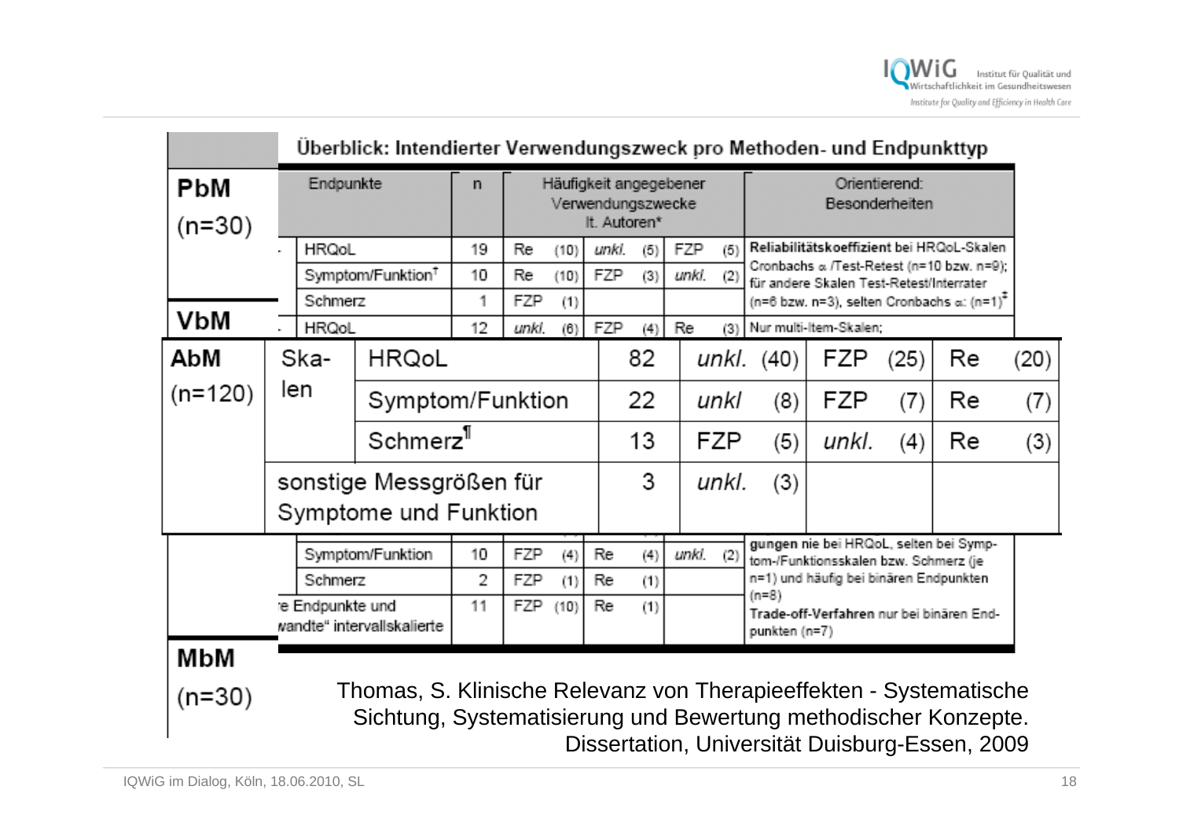## Überblick: Intendierter Verwendungszweck pro Methoden- und Endpunkttyp

**PbM (n=30)**

| Endpunkte | n | Häufigkeit angegebener Verwendungszwecke lt. Autoren* | | | Orientierend: Besonderheiten |
|---|---|---|---|---|---|
| HRQoL | 19 | Re (10) | *unkl.* (5) | FZP (5) | **Reliabilitätskoeffizient** bei HRQoL-Skalen Cronbachs α /Test-Retest (n=10 bzw. n=9); für andere Skalen Test-Retest/Interrater (n=6 bzw. n=3), selten Cronbachs α: (n=1)‡ |
| Symptom/Funktion† | 10 | Re (10) | FZP (3) | *unkl.* (2) | |
| Schmerz | 1 | FZP (1) | | | |

**VbM**

| Endpunkte | n | | | | |
|---|---|---|---|---|---|
| HRQoL | 12 | *unkl.* (6) | FZP (4) | Re (3) | Nur multi-Item-Skalen; |

**AbM (n=120)**

| Endpunkte | | n | | | |
|---|---|---|---|---|---|
| Skalen | HRQoL | 82 | *unkl.* (40) | FZP (25) | Re (20) |
| | Symptom/Funktion | 22 | *unkl* (8) | FZP (7) | Re (7) |
| | Schmerz¶ | 13 | FZP (5) | *unkl.* (4) | Re (3) |
| sonstige Messgrößen für Symptome und Funktion | | 3 | *unkl.* (3) | | |

| Endpunkte | n | | | | |
|---|---|---|---|---|---|
| Symptom/Funktion | 10 | FZP (4) | Re (4) | *unkl.* (2) | …**gungen** nie bei HRQoL, selten bei Symptom-/Funktionsskalen bzw. Schmerz (je n=1) und häufig bei binären Endpunkten (n=8) **Trade-off-Verfahren** nur bei binären Endpunkten (n=7) |
| Schmerz | 2 | FZP (1) | Re (1) | | |
| …e Endpunkte und …wandte" intervallskalierte | 11 | FZP (10) | Re (1) | | |

**MbM (n=30)**

Thomas, S. Klinische Relevanz von Therapieeffekten - Systematische Sichtung, Systematisierung und Bewertung methodischer Konzepte. Dissertation, Universität Duisburg-Essen, 2009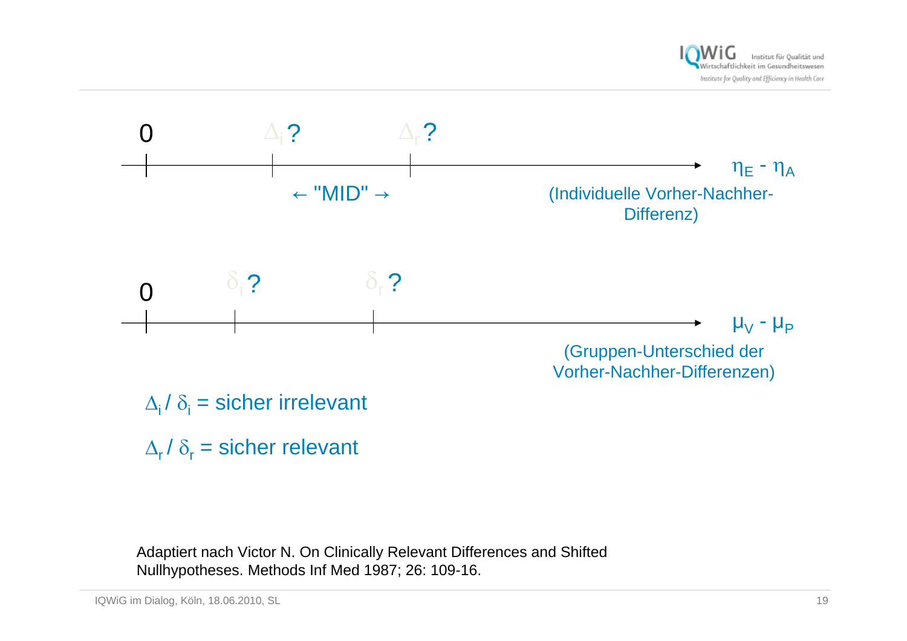0 $\Delta_i$? $\Delta_r$?

$\eta_E - \eta_A$

← "MID" →

(Individuelle Vorher-Nachher-Differenz)

0 $\delta_i$? $\delta_r$?

$\mu_V - \mu_P$

(Gruppen-Unterschied der Vorher-Nachher-Differenzen)

$\Delta_i$ / $\delta_i$ = sicher irrelevant

$\Delta_r$ / $\delta_r$ = sicher relevant

Adaptiert nach Victor N. On Clinically Relevant Differences and Shifted Nullhypotheses. Methods Inf Med 1987; 26: 109-16.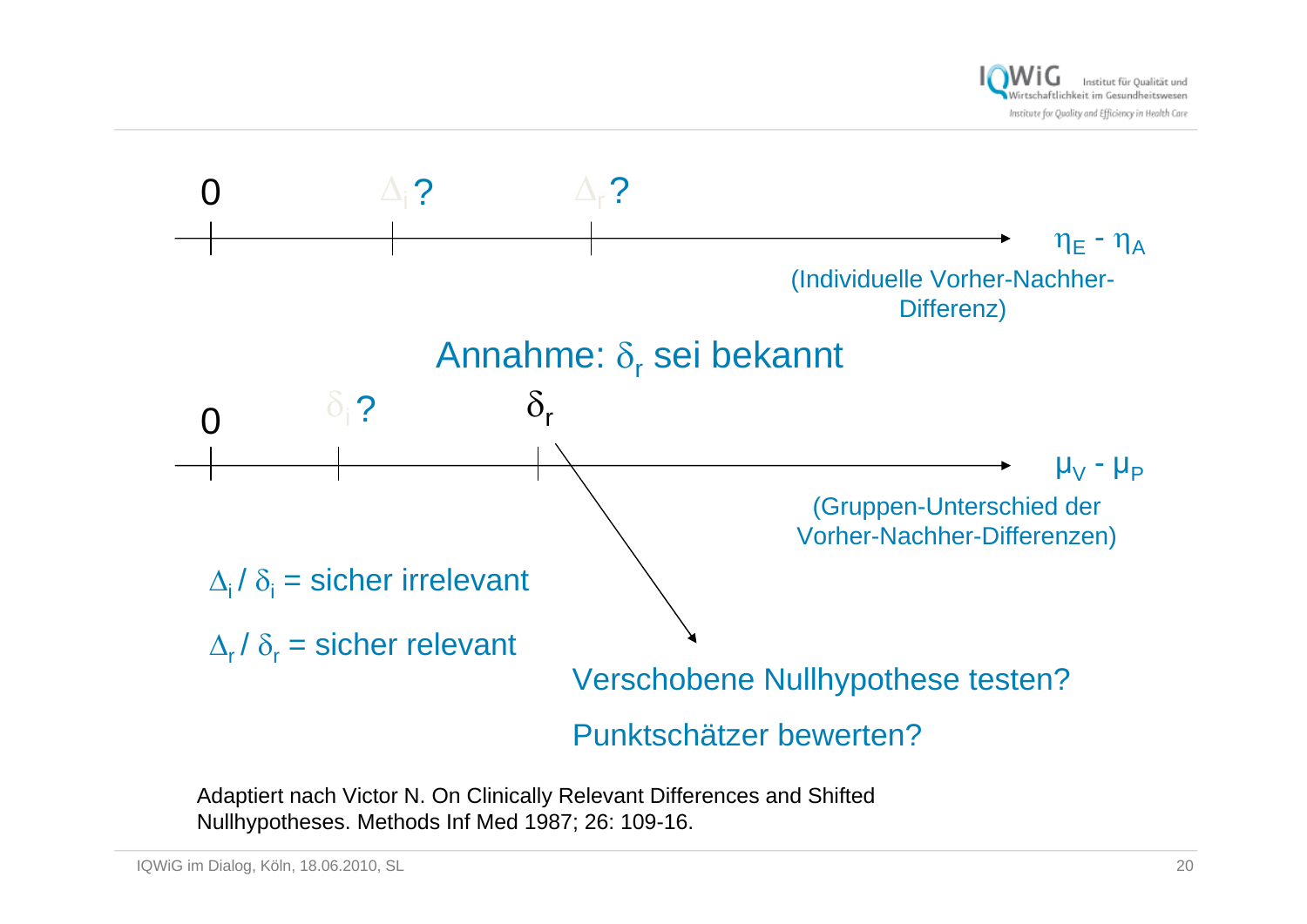0 $\Delta_i$? $\Delta_r$?

$\eta_E - \eta_A$

(Individuelle Vorher-Nachher-Differenz)

## Annahme: $\delta_r$ sei bekannt

0 $\delta_i$? $\delta_r$

$\mu_V - \mu_P$

(Gruppen-Unterschied der Vorher-Nachher-Differenzen)

$\Delta_i$ / $\delta_i$ = sicher irrelevant

$\Delta_r$ / $\delta_r$ = sicher relevant

Verschobene Nullhypothese testen?

Punktschätzer bewerten?

Adaptiert nach Victor N. On Clinically Relevant Differences and Shifted Nullhypotheses. Methods Inf Med 1987; 26: 109-16.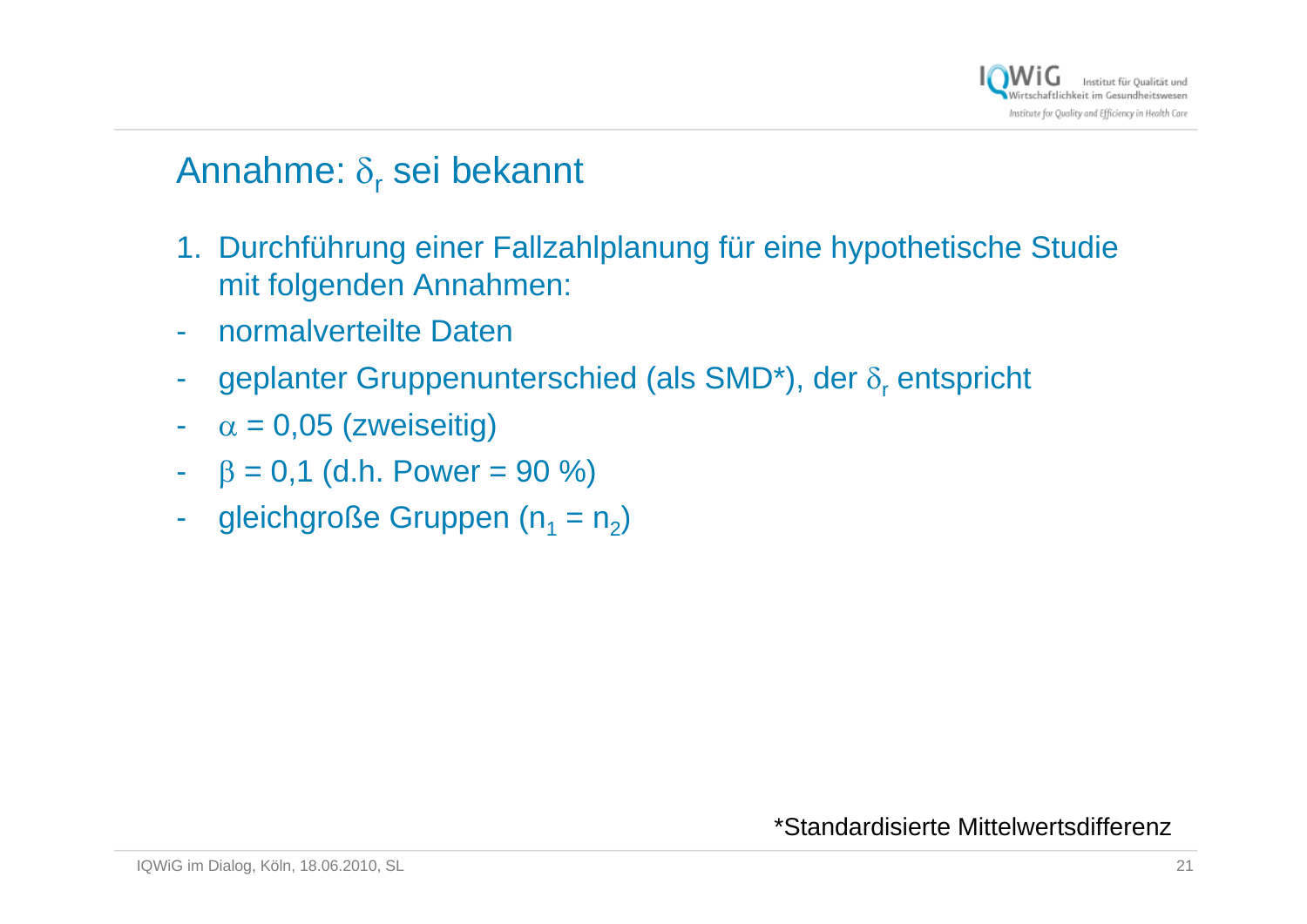# Annahme: $\delta_r$ sei bekannt

1. Durchführung einer Fallzahlplanung für eine hypothetische Studie mit folgenden Annahmen:

- normalverteilte Daten
- geplanter Gruppenunterschied (als SMD*), der $\delta_r$ entspricht
- $\alpha$ = 0,05 (zweiseitig)
- $\beta$ = 0,1 (d.h. Power = 90 %)
- gleichgroße Gruppen ($n_1 = n_2$)

*Standardisierte Mittelwertsdifferenz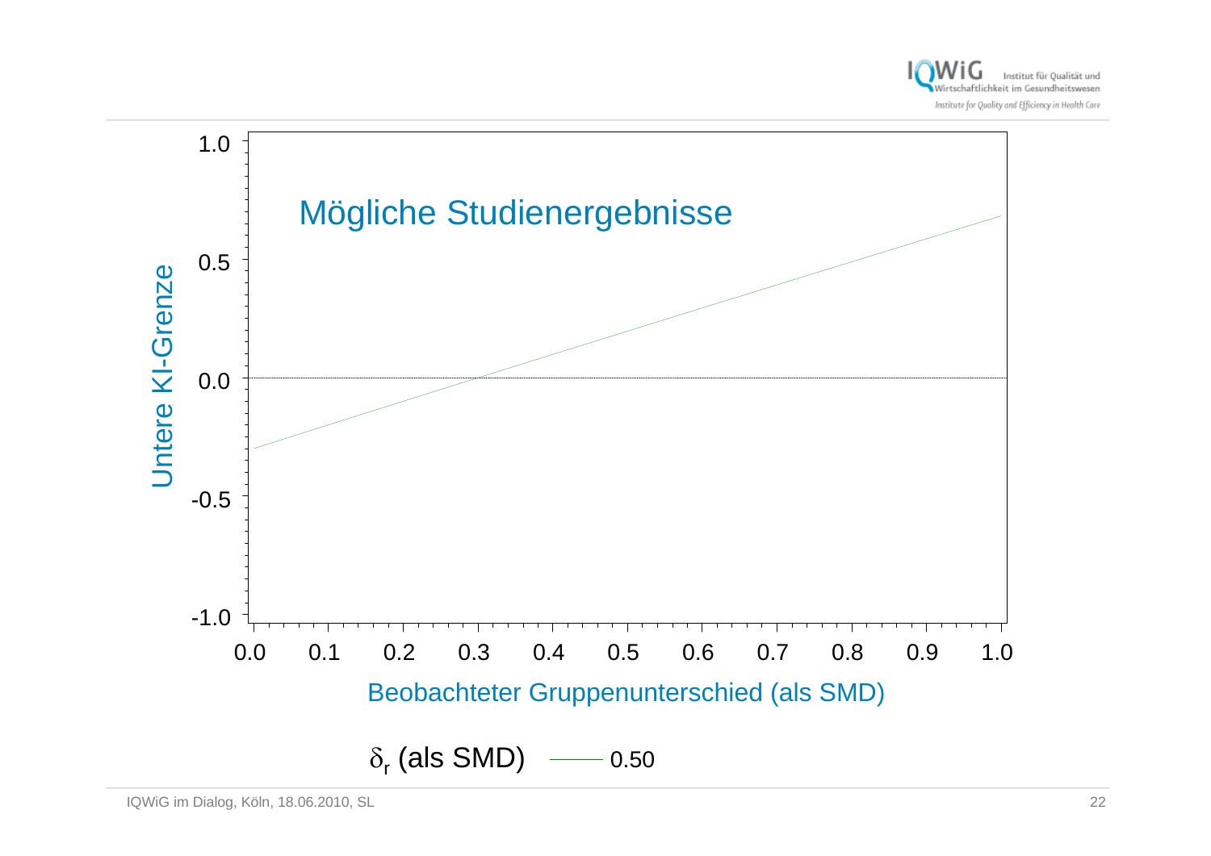Mögliche Studienergebnisse

Untere KI-Grenze

Beobachteter Gruppenunterschied (als SMD)

$\delta_r$ (als SMD) —— 0.50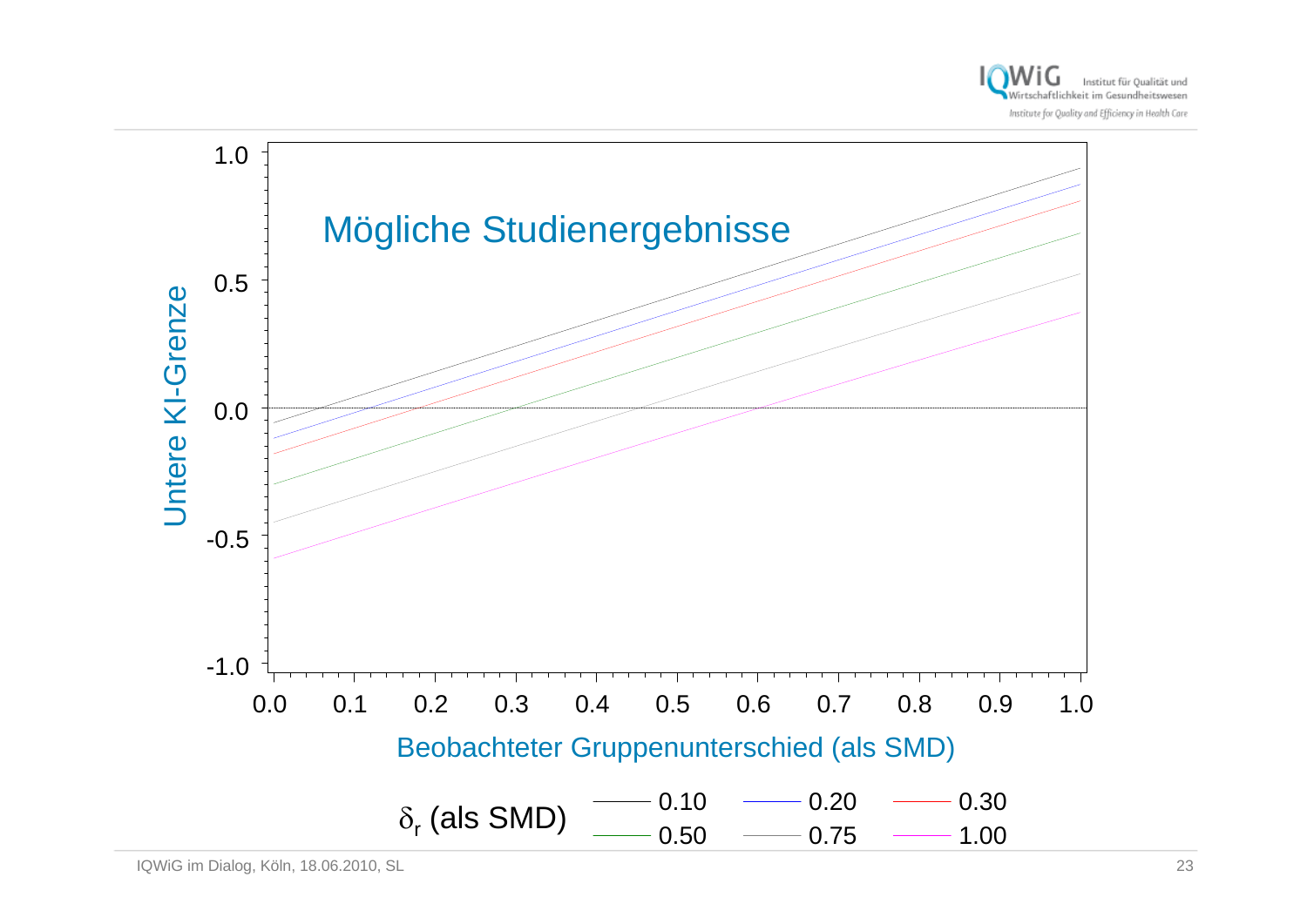Mögliche Studienergebnisse

Untere KI-Grenze

Beobachteter Gruppenunterschied (als SMD)

$\delta_r$ (als SMD): 0.10, 0.20, 0.30, 0.50, 0.75, 1.00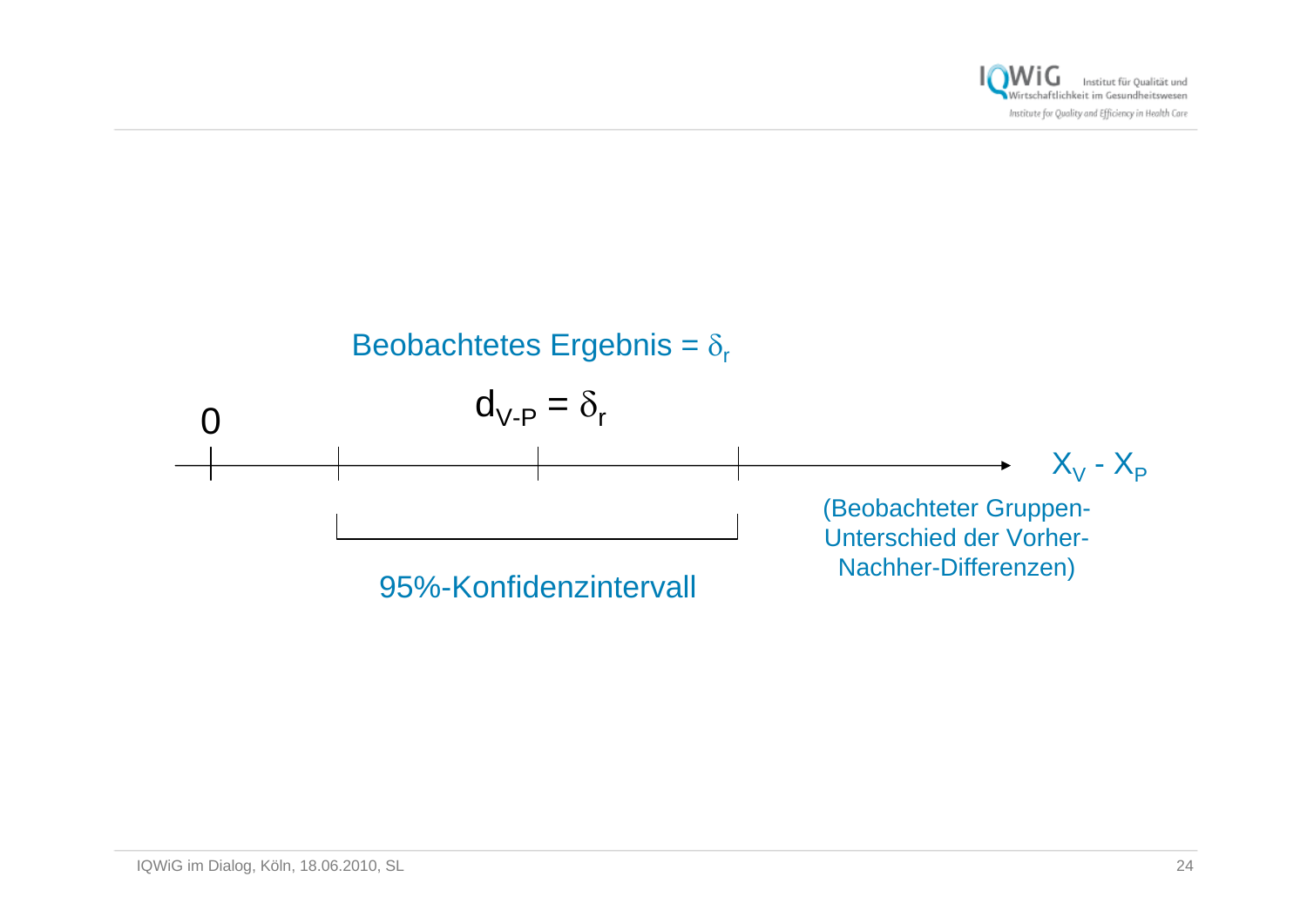Beobachtetes Ergebnis = $\delta_r$

$d_{V\text{-}P} = \delta_r$

0

$X_V$ - $X_P$

(Beobachteter Gruppen-Unterschied der Vorher-Nachher-Differenzen)

95%-Konfidenzintervall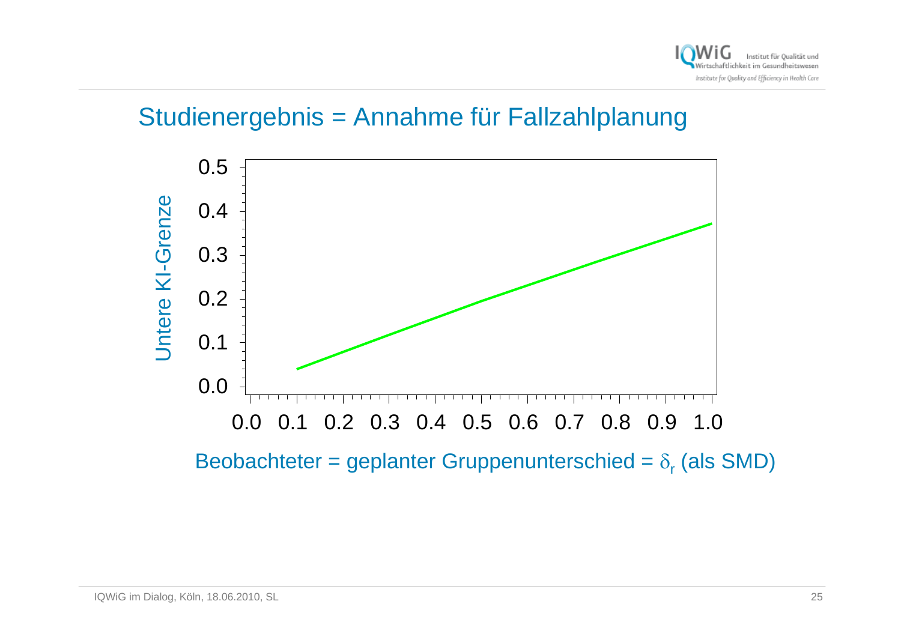# Studienergebnis = Annahme für Fallzahlplanung

Untere KI-Grenze

0.5
0.4
0.3
0.2
0.1
0.0

0.0 0.1 0.2 0.3 0.4 0.5 0.6 0.7 0.8 0.9 1.0

Beobachteter = geplanter Gruppenunterschied = $\delta_r$ (als SMD)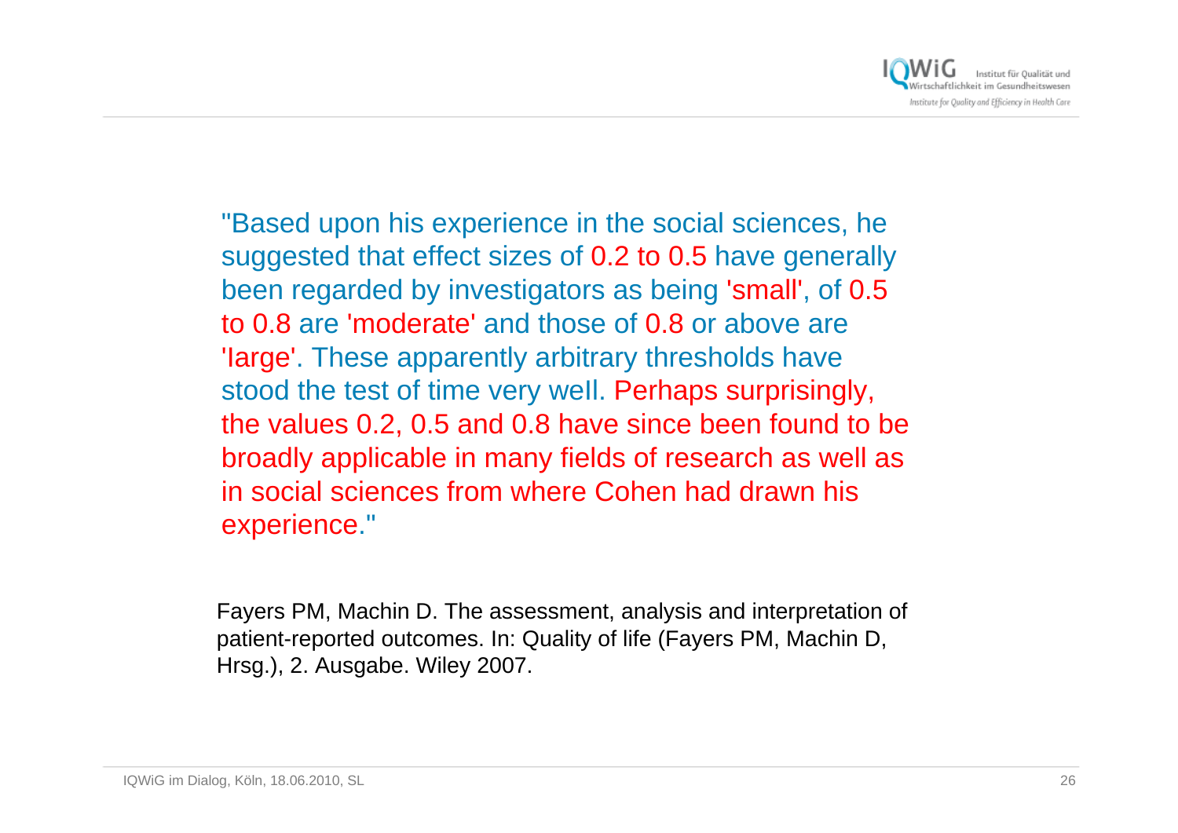"Based upon his experience in the social sciences, he suggested that effect sizes of 0.2 to 0.5 have generally been regarded by investigators as being 'small', of 0.5 to 0.8 are 'moderate' and those of 0.8 or above are 'large'. These apparently arbitrary thresholds have stood the test of time very well. Perhaps surprisingly, the values 0.2, 0.5 and 0.8 have since been found to be broadly applicable in many fields of research as well as in social sciences from where Cohen had drawn his experience."

Fayers PM, Machin D. The assessment, analysis and interpretation of patient-reported outcomes. In: Quality of life (Fayers PM, Machin D, Hrsg.), 2. Ausgabe. Wiley 2007.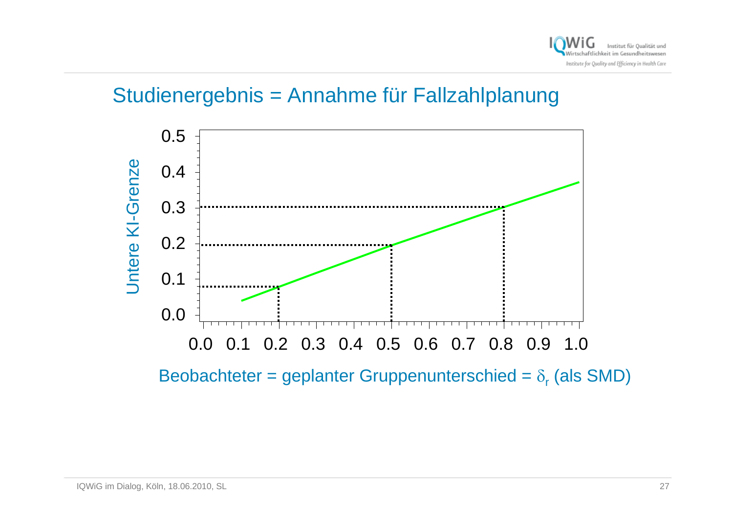# Studienergebnis = Annahme für Fallzahlplanung

Untere KI-Grenze

0.5
0.4
0.3
0.2
0.1
0.0

0.0 0.1 0.2 0.3 0.4 0.5 0.6 0.7 0.8 0.9 1.0

Beobachteter = geplanter Gruppenunterschied = $\delta_r$ (als SMD)

IQWiG im Dialog, Köln, 18.06.2010, SL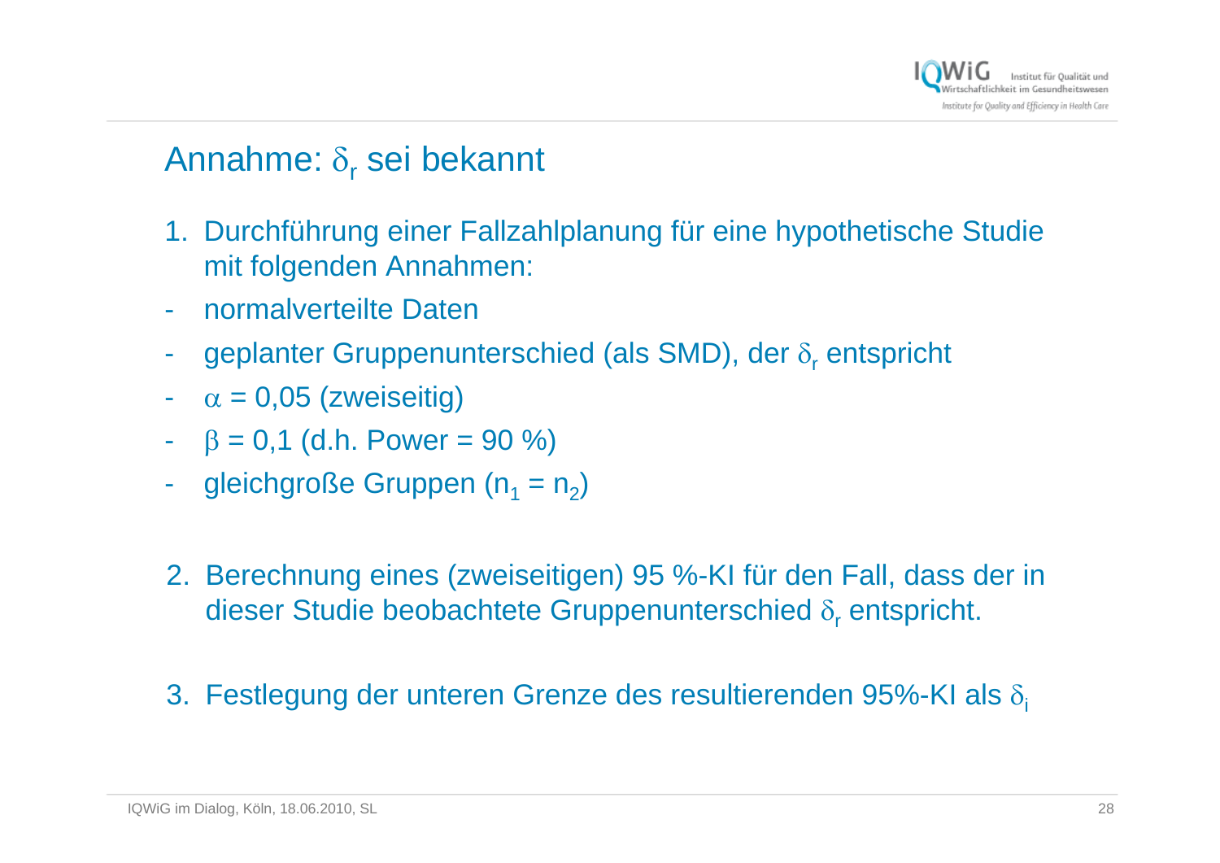# Annahme: $\delta_r$ sei bekannt

1. Durchführung einer Fallzahlplanung für eine hypothetische Studie mit folgenden Annahmen:

- normalverteilte Daten
- geplanter Gruppenunterschied (als SMD), der $\delta_r$ entspricht
- $\alpha$ = 0,05 (zweiseitig)
- $\beta$ = 0,1 (d.h. Power = 90 %)
- gleichgroße Gruppen ($n_1 = n_2$)

2. Berechnung eines (zweiseitigen) 95 %-KI für den Fall, dass der in dieser Studie beobachtete Gruppenunterschied $\delta_r$ entspricht.

3. Festlegung der unteren Grenze des resultierenden 95%-KI als $\delta_i$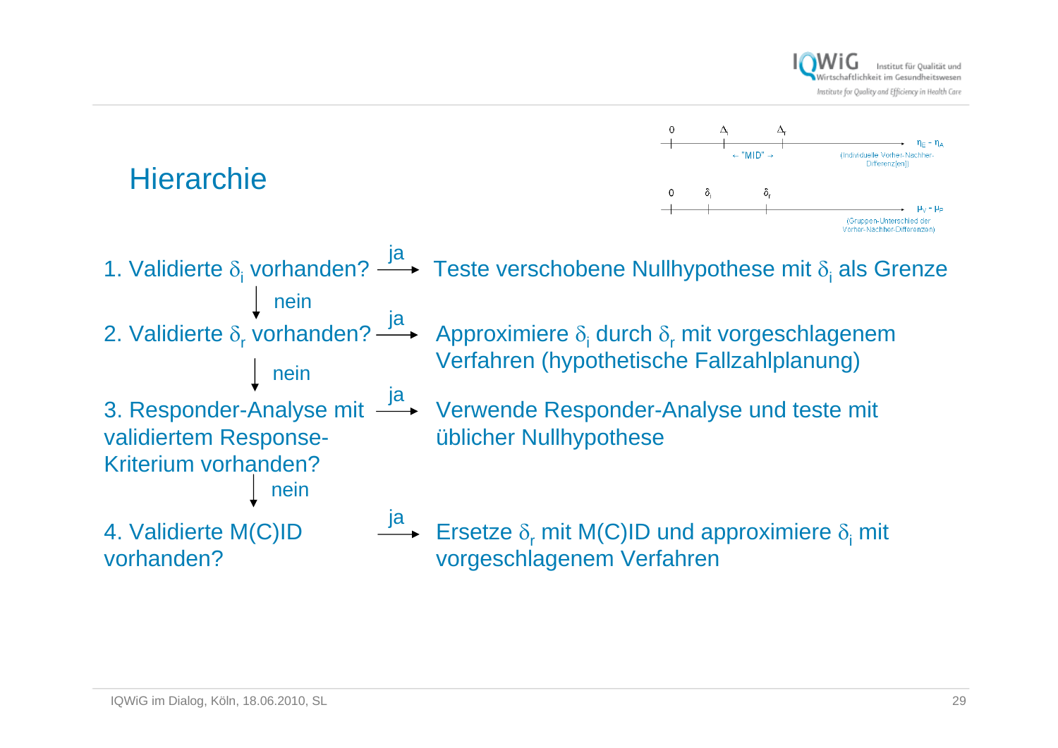## Hierarchie

0 — $\Delta_i$ — $\Delta_r$ — $\eta_E - \eta_A$

← "MID" →

(Individuelle Vorher-Nachher-Differenz[en])

0 — $\delta_i$ — $\delta_r$ — $\mu_V - \mu_E$

(Gruppen-Unterschied der Vorher-Nachher-Differenzen)

1. Validierte $\delta_i$ vorhanden? → ja: Teste verschobene Nullhypothese mit $\delta_i$ als Grenze
   ↓ nein
2. Validierte $\delta_r$ vorhanden? → ja: Approximiere $\delta_i$ durch $\delta_r$ mit vorgeschlagenem Verfahren (hypothetische Fallzahlplanung)
   ↓ nein
3. Responder-Analyse mit validiertem Response-Kriterium vorhanden? → ja: Verwende Responder-Analyse und teste mit üblicher Nullhypothese
   ↓ nein
4. Validierte M(C)ID vorhanden? → ja: Ersetze $\delta_r$ mit M(C)ID und approximiere $\delta_i$ mit vorgeschlagenem Verfahren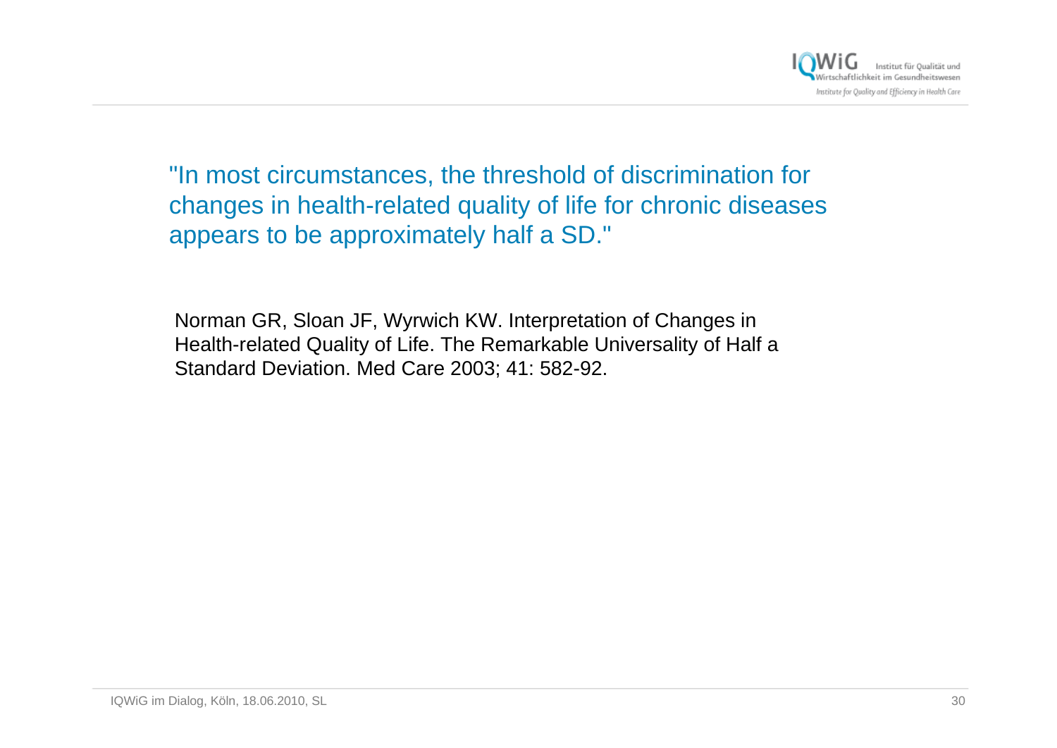"In most circumstances, the threshold of discrimination for changes in health-related quality of life for chronic diseases appears to be approximately half a SD."

Norman GR, Sloan JF, Wyrwich KW. Interpretation of Changes in Health-related Quality of Life. The Remarkable Universality of Half a Standard Deviation. Med Care 2003; 41: 582-92.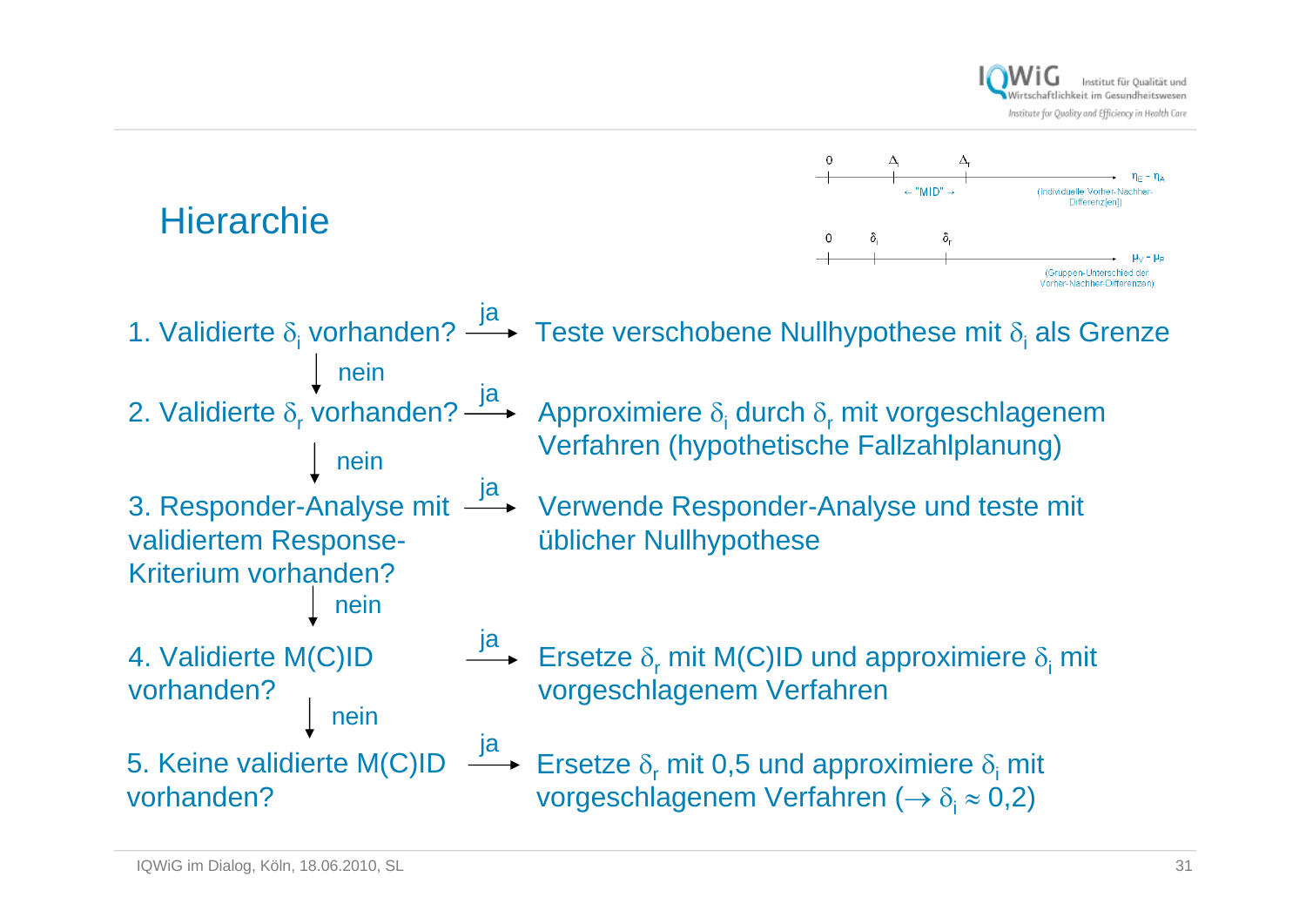## Hierarchie

0 — $\Delta_i$ — $\Delta_I$ — $\eta_E - \eta_A$

← "MID" →

(Individuelle Vorher-Nachher-Differenz[en])

0 — $\delta_i$ — $\delta_r$ — $\mu_V - \mu_P$

(Gruppen-Unterschied der Vorher-Nachher-Differenzen)

1. Validierte $\delta_i$ vorhanden? — ja → Teste verschobene Nullhypothese mit $\delta_i$ als Grenze
   - nein ↓
2. Validierte $\delta_r$ vorhanden? — ja → Approximiere $\delta_i$ durch $\delta_r$ mit vorgeschlagenem Verfahren (hypothetische Fallzahlplanung)
   - nein ↓
3. Responder-Analyse mit validiertem Response-Kriterium vorhanden? — ja → Verwende Responder-Analyse und teste mit üblicher Nullhypothese
   - nein ↓
4. Validierte M(C)ID vorhanden? — ja → Ersetze $\delta_r$ mit M(C)ID und approximiere $\delta_i$ mit vorgeschlagenem Verfahren
   - nein ↓
5. Keine validierte M(C)ID vorhanden? — ja → Ersetze $\delta_r$ mit 0,5 und approximiere $\delta_i$ mit vorgeschlagenem Verfahren ($\rightarrow \delta_i \approx 0{,}2$)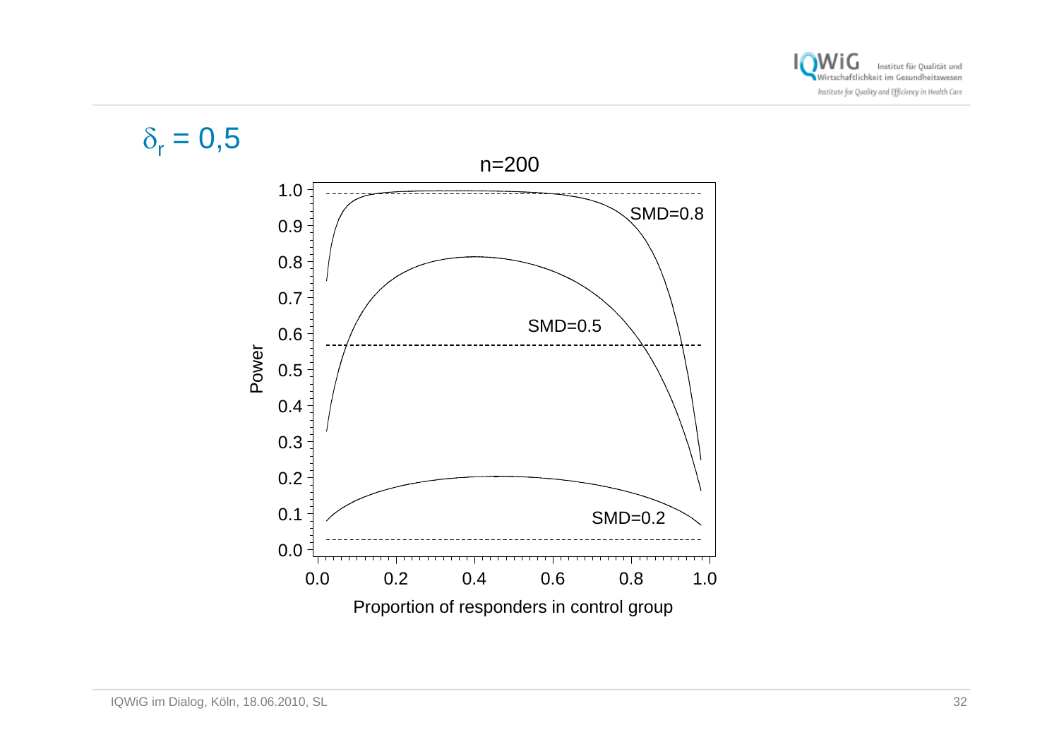# $\delta_r$ = 0,5

n=200

SMD=0.8

SMD=0.5

SMD=0.2

Power

Proportion of responders in control group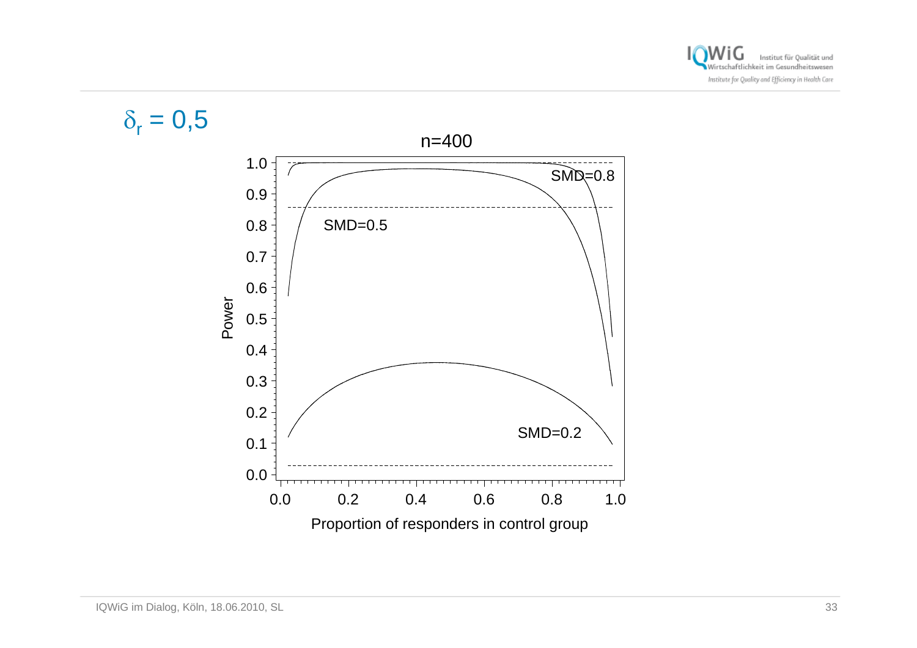# $\delta_r$ = 0,5

n=400

Power

SMD=0.8

SMD=0.5

SMD=0.2

Proportion of responders in control group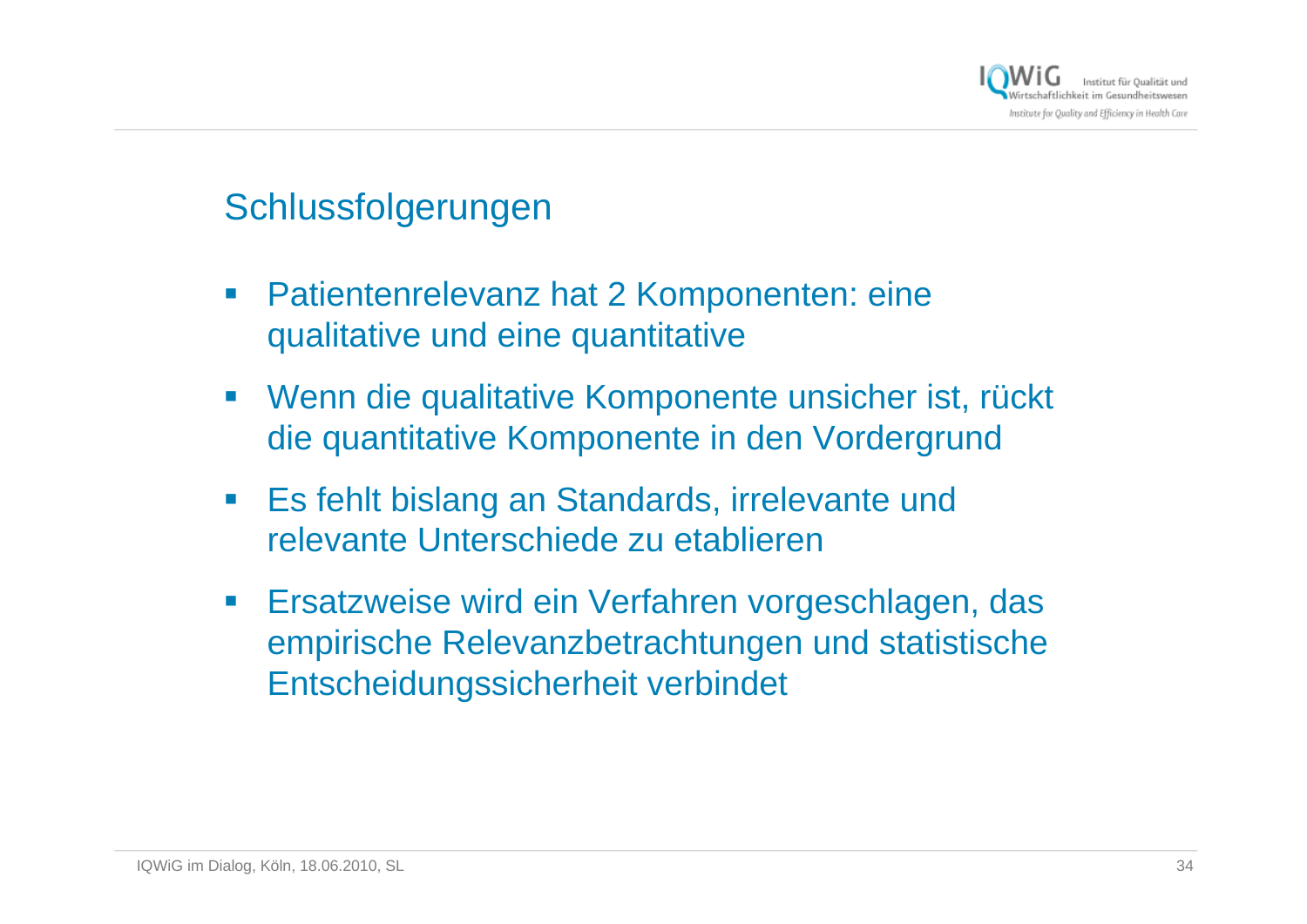## Schlussfolgerungen

- Patientenrelevanz hat 2 Komponenten: eine qualitative und eine quantitative
- Wenn die qualitative Komponente unsicher ist, rückt die quantitative Komponente in den Vordergrund
- Es fehlt bislang an Standards, irrelevante und relevante Unterschiede zu etablieren
- Ersatzweise wird ein Verfahren vorgeschlagen, das empirische Relevanzbetrachtungen und statistische Entscheidungssicherheit verbindet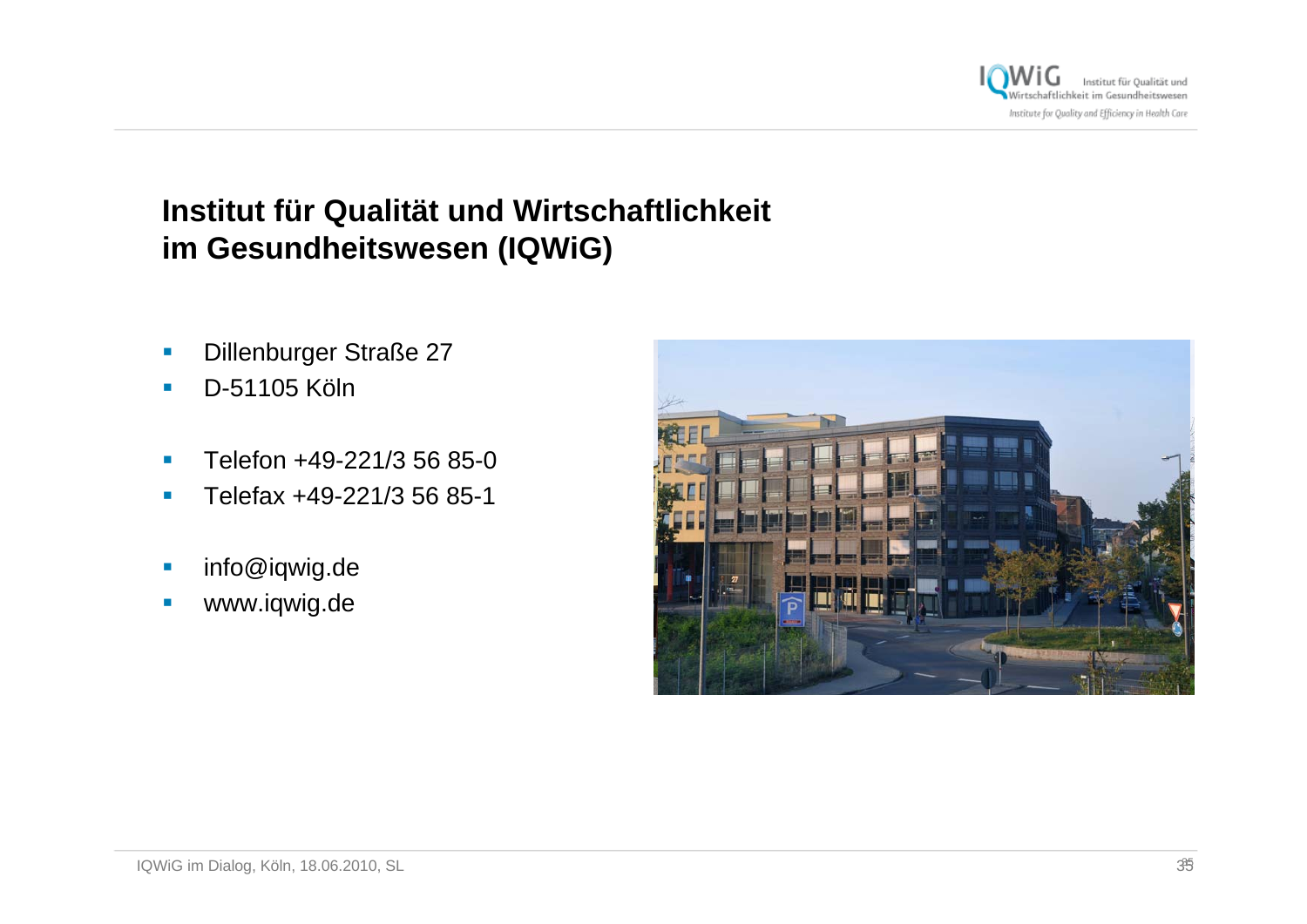## Institut für Qualität und Wirtschaftlichkeit im Gesundheitswesen (IQWiG)

- Dillenburger Straße 27
- D-51105 Köln

- Telefon +49-221/3 56 85-0
- Telefax +49-221/3 56 85-1

- info@iqwig.de
- www.iqwig.de